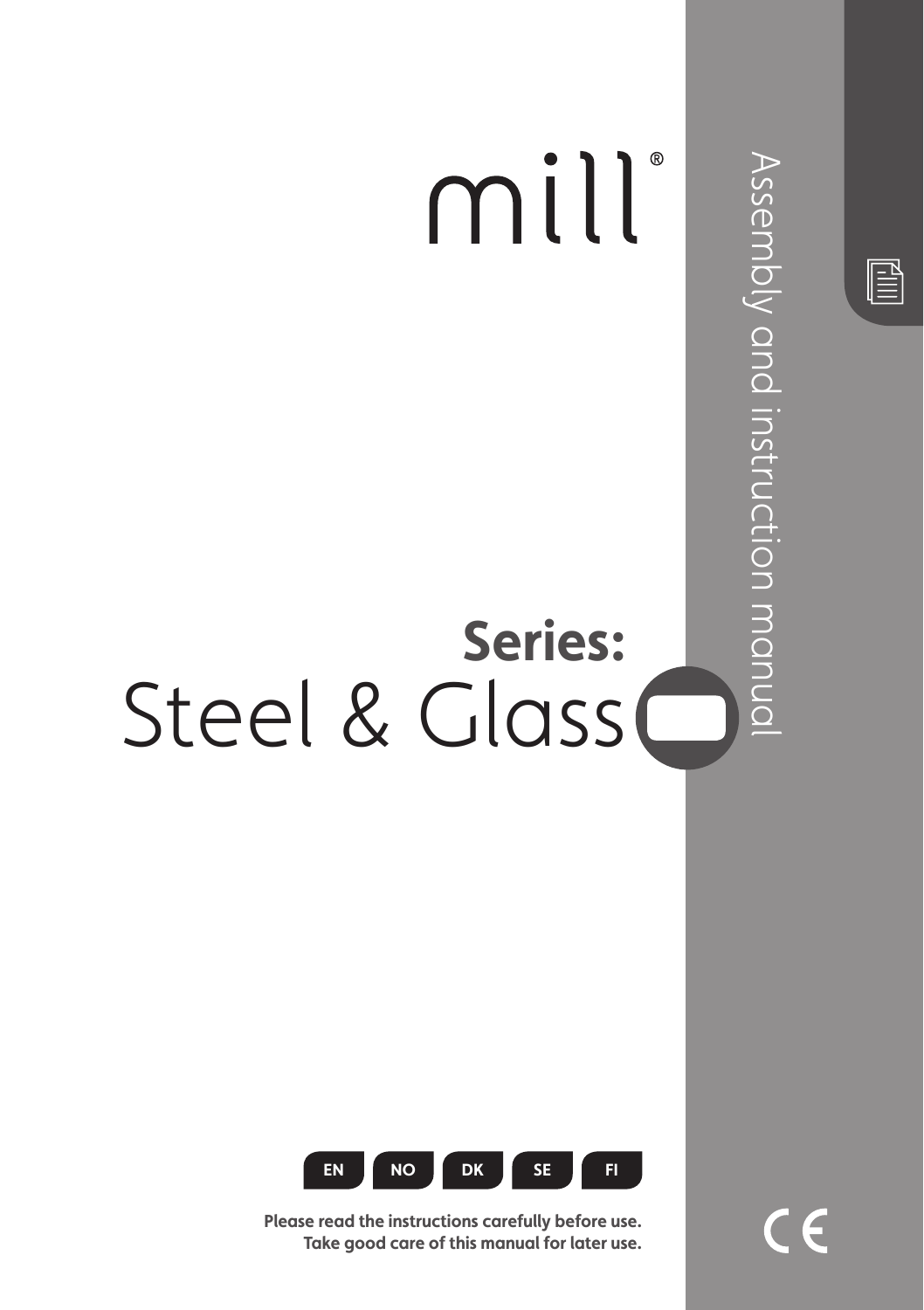# mill®

Assembly and instruction manual

## Series:
# Steel & Glass

EN NO DK SE FI

**Please read the instructions carefully before use.**
**Take good care of this manual for later use.**

CE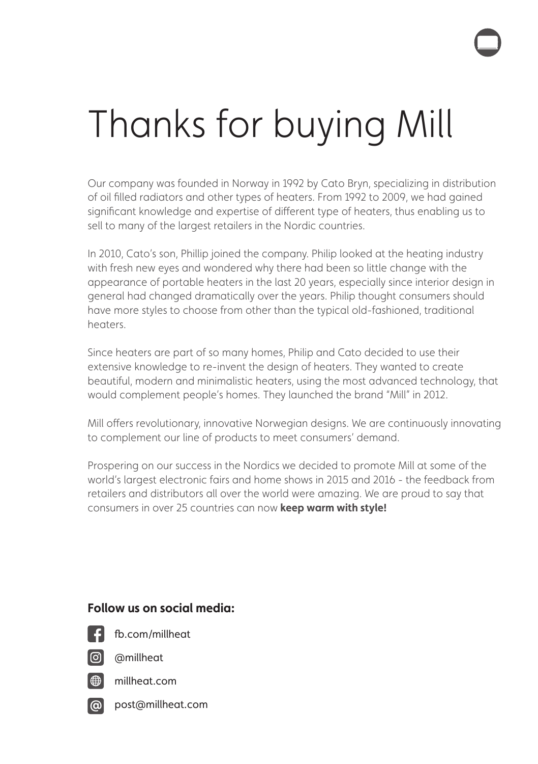# Thanks for buying Mill

Our company was founded in Norway in 1992 by Cato Bryn, specializing in distribution of oil filled radiators and other types of heaters. From 1992 to 2009, we had gained significant knowledge and expertise of different type of heaters, thus enabling us to sell to many of the largest retailers in the Nordic countries.

In 2010, Cato's son, Phillip joined the company. Philip looked at the heating industry with fresh new eyes and wondered why there had been so little change with the appearance of portable heaters in the last 20 years, especially since interior design in general had changed dramatically over the years. Philip thought consumers should have more styles to choose from other than the typical old-fashioned, traditional heaters.

Since heaters are part of so many homes, Philip and Cato decided to use their extensive knowledge to re-invent the design of heaters. They wanted to create beautiful, modern and minimalistic heaters, using the most advanced technology, that would complement people's homes. They launched the brand "Mill" in 2012.

Mill offers revolutionary, innovative Norwegian designs. We are continuously innovating to complement our line of products to meet consumers' demand.

Prospering on our success in the Nordics we decided to promote Mill at some of the world's largest electronic fairs and home shows in 2015 and 2016 - the feedback from retailers and distributors all over the world were amazing. We are proud to say that consumers in over 25 countries can now **keep warm with style!**

**Follow us on social media:**

- fb.com/millheat
- @millheat
- millheat.com
- post@millheat.com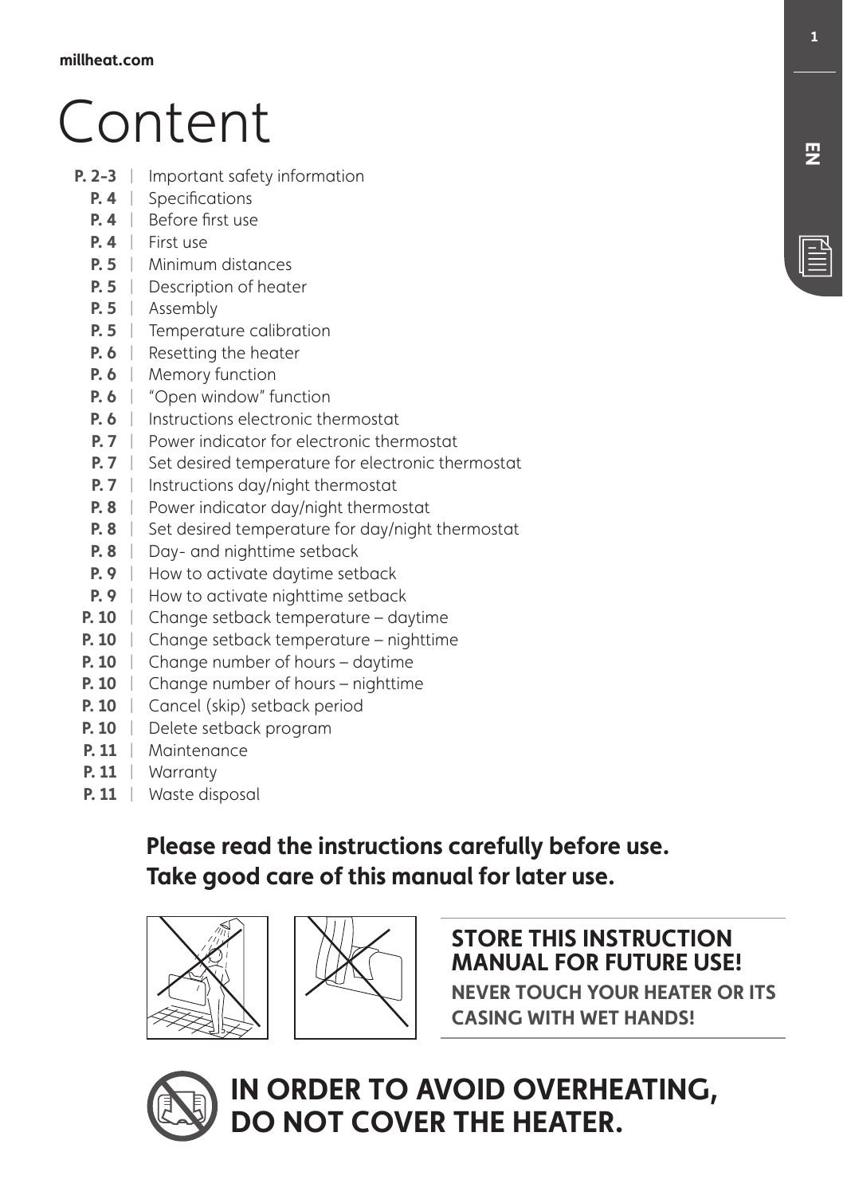# Content

- **P. 2-3** | Important safety information
- **P. 4** | Specifications
- **P. 4** | Before first use
- **P. 4** | First use
- **P. 5** | Minimum distances
- **P. 5** | Description of heater
- **P. 5** | Assembly
- **P. 5** | Temperature calibration
- **P. 6** | Resetting the heater
- **P. 6** | Memory function
- **P. 6** | "Open window" function
- **P. 6** | Instructions electronic thermostat
- **P. 7** | Power indicator for electronic thermostat
- **P. 7** | Set desired temperature for electronic thermostat
- **P. 7** | Instructions day/night thermostat
- **P. 8** | Power indicator day/night thermostat
- **P. 8** | Set desired temperature for day/night thermostat
- **P. 8** | Day- and nighttime setback
- **P. 9** | How to activate daytime setback
- **P. 9** | How to activate nighttime setback
- **P. 10** | Change setback temperature – daytime
- **P. 10** | Change setback temperature – nighttime
- **P. 10** | Change number of hours – daytime
- **P. 10** | Change number of hours – nighttime
- **P. 10** | Cancel (skip) setback period
- **P. 10** | Delete setback program
- **P. 11** | Maintenance
- **P. 11** | Warranty
- **P. 11** | Waste disposal

**Please read the instructions carefully before use.**
**Take good care of this manual for later use.**

**STORE THIS INSTRUCTION MANUAL FOR FUTURE USE!**

**NEVER TOUCH YOUR HEATER OR ITS CASING WITH WET HANDS!**

**IN ORDER TO AVOID OVERHEATING, DO NOT COVER THE HEATER.**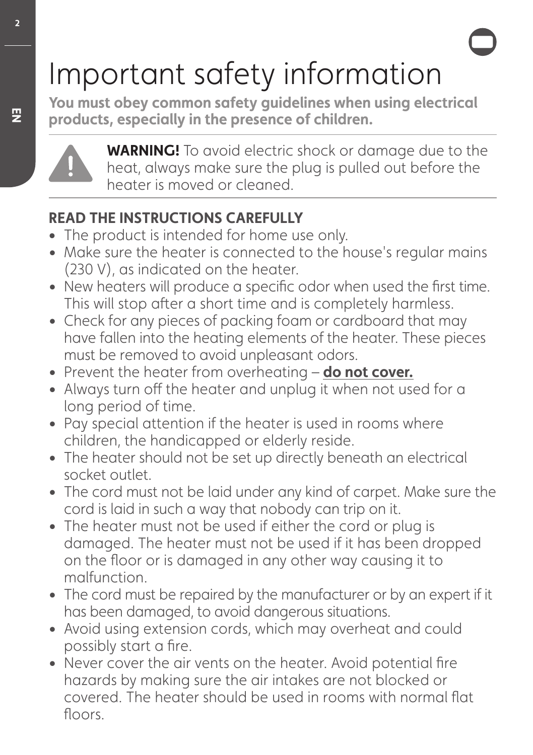# Important safety information

**You must obey common safety guidelines when using electrical products, especially in the presence of children.**

**WARNING!** To avoid electric shock or damage due to the heat, always make sure the plug is pulled out before the heater is moved or cleaned.

## READ THE INSTRUCTIONS CAREFULLY

- The product is intended for home use only.
- Make sure the heater is connected to the house's regular mains (230 V), as indicated on the heater.
- New heaters will produce a specific odor when used the first time. This will stop after a short time and is completely harmless.
- Check for any pieces of packing foam or cardboard that may have fallen into the heating elements of the heater. These pieces must be removed to avoid unpleasant odors.
- Prevent the heater from overheating – **do not cover.**
- Always turn off the heater and unplug it when not used for a long period of time.
- Pay special attention if the heater is used in rooms where children, the handicapped or elderly reside.
- The heater should not be set up directly beneath an electrical socket outlet.
- The cord must not be laid under any kind of carpet. Make sure the cord is laid in such a way that nobody can trip on it.
- The heater must not be used if either the cord or plug is damaged. The heater must not be used if it has been dropped on the floor or is damaged in any other way causing it to malfunction.
- The cord must be repaired by the manufacturer or by an expert if it has been damaged, to avoid dangerous situations.
- Avoid using extension cords, which may overheat and could possibly start a fire.
- Never cover the air vents on the heater. Avoid potential fire hazards by making sure the air intakes are not blocked or covered. The heater should be used in rooms with normal flat floors.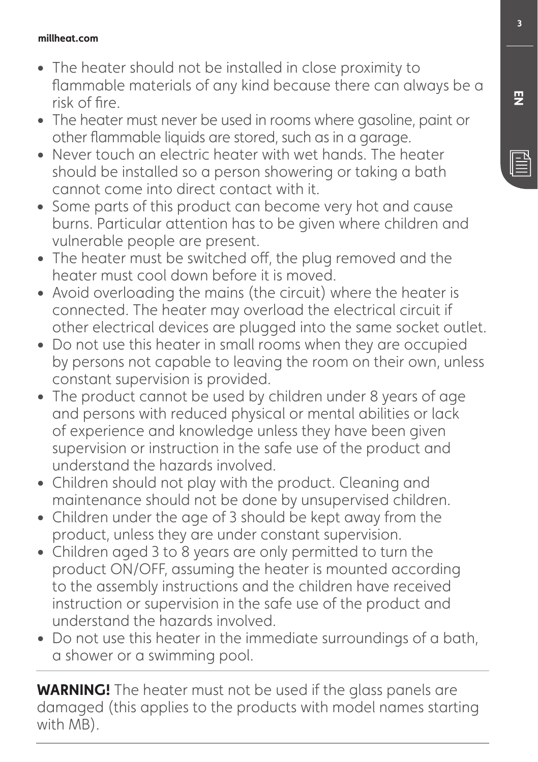- The heater should not be installed in close proximity to flammable materials of any kind because there can always be a risk of fire.
- The heater must never be used in rooms where gasoline, paint or other flammable liquids are stored, such as in a garage.
- Never touch an electric heater with wet hands. The heater should be installed so a person showering or taking a bath cannot come into direct contact with it.
- Some parts of this product can become very hot and cause burns. Particular attention has to be given where children and vulnerable people are present.
- The heater must be switched off, the plug removed and the heater must cool down before it is moved.
- Avoid overloading the mains (the circuit) where the heater is connected. The heater may overload the electrical circuit if other electrical devices are plugged into the same socket outlet.
- Do not use this heater in small rooms when they are occupied by persons not capable to leaving the room on their own, unless constant supervision is provided.
- The product cannot be used by children under 8 years of age and persons with reduced physical or mental abilities or lack of experience and knowledge unless they have been given supervision or instruction in the safe use of the product and understand the hazards involved.
- Children should not play with the product. Cleaning and maintenance should not be done by unsupervised children.
- Children under the age of 3 should be kept away from the product, unless they are under constant supervision.
- Children aged 3 to 8 years are only permitted to turn the product ON/OFF, assuming the heater is mounted according to the assembly instructions and the children have received instruction or supervision in the safe use of the product and understand the hazards involved.
- Do not use this heater in the immediate surroundings of a bath, a shower or a swimming pool.

---

**WARNING!** The heater must not be used if the glass panels are damaged (this applies to the products with model names starting with MB).

---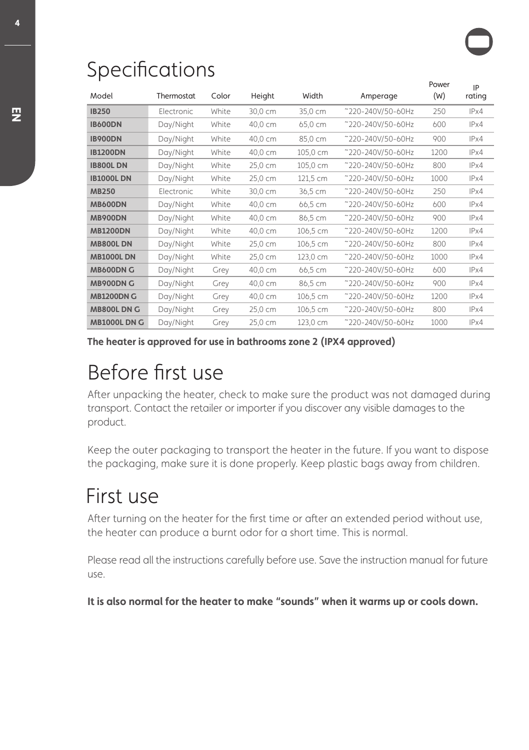# Specifications

| Model | Thermostat | Color | Height | Width | Amperage | Power (W) | IP rating |
|---|---|---|---|---|---|---|---|
| **IB250** | Electronic | White | 30,0 cm | 35,0 cm | ~220-240V/50-60Hz | 250 | IPx4 |
| **IB600DN** | Day/Night | White | 40,0 cm | 65,0 cm | ~220-240V/50-60Hz | 600 | IPx4 |
| **IB900DN** | Day/Night | White | 40,0 cm | 85,0 cm | ~220-240V/50-60Hz | 900 | IPx4 |
| **IB1200DN** | Day/Night | White | 40,0 cm | 105,0 cm | ~220-240V/50-60Hz | 1200 | IPx4 |
| **IB800L DN** | Day/Night | White | 25,0 cm | 105,0 cm | ~220-240V/50-60Hz | 800 | IPx4 |
| **IB1000L DN** | Day/Night | White | 25,0 cm | 121,5 cm | ~220-240V/50-60Hz | 1000 | IPx4 |
| **MB250** | Electronic | White | 30,0 cm | 36,5 cm | ~220-240V/50-60Hz | 250 | IPx4 |
| **MB600DN** | Day/Night | White | 40,0 cm | 66,5 cm | ~220-240V/50-60Hz | 600 | IPx4 |
| **MB900DN** | Day/Night | White | 40,0 cm | 86,5 cm | ~220-240V/50-60Hz | 900 | IPx4 |
| **MB1200DN** | Day/Night | White | 40,0 cm | 106,5 cm | ~220-240V/50-60Hz | 1200 | IPx4 |
| **MB800L DN** | Day/Night | White | 25,0 cm | 106,5 cm | ~220-240V/50-60Hz | 800 | IPx4 |
| **MB1000L DN** | Day/Night | White | 25,0 cm | 123,0 cm | ~220-240V/50-60Hz | 1000 | IPx4 |
| **MB600DN G** | Day/Night | Grey | 40,0 cm | 66,5 cm | ~220-240V/50-60Hz | 600 | IPx4 |
| **MB900DN G** | Day/Night | Grey | 40,0 cm | 86,5 cm | ~220-240V/50-60Hz | 900 | IPx4 |
| **MB1200DN G** | Day/Night | Grey | 40,0 cm | 106,5 cm | ~220-240V/50-60Hz | 1200 | IPx4 |
| **MB800L DN G** | Day/Night | Grey | 25,0 cm | 106,5 cm | ~220-240V/50-60Hz | 800 | IPx4 |
| **MB1000L DN G** | Day/Night | Grey | 25,0 cm | 123,0 cm | ~220-240V/50-60Hz | 1000 | IPx4 |

**The heater is approved for use in bathrooms zone 2 (IPX4 approved)**

# Before first use

After unpacking the heater, check to make sure the product was not damaged during transport. Contact the retailer or importer if you discover any visible damages to the product.

Keep the outer packaging to transport the heater in the future. If you want to dispose the packaging, make sure it is done properly. Keep plastic bags away from children.

# First use

After turning on the heater for the first time or after an extended period without use, the heater can produce a burnt odor for a short time. This is normal.

Please read all the instructions carefully before use. Save the instruction manual for future use.

**It is also normal for the heater to make "sounds" when it warms up or cools down.**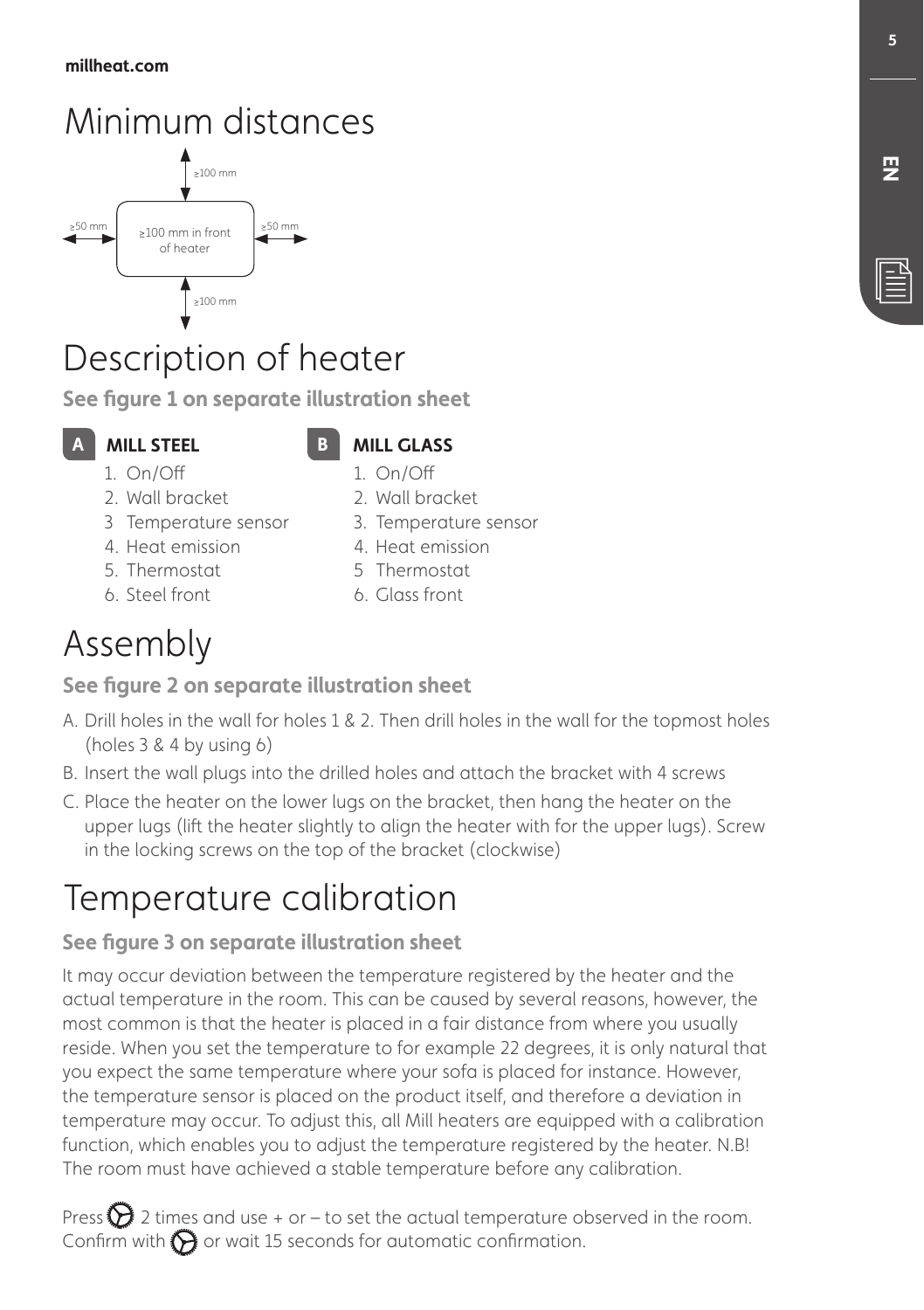# Minimum distances

≥100 mm

≥50 mm | ≥100 mm in front of heater | ≥50 mm

≥100 mm

# Description of heater

**See figure 1 on separate illustration sheet**

**A MILL STEEL**

1. On/Off
2. Wall bracket
3. Temperature sensor
4. Heat emission
5. Thermostat
6. Steel front

**B MILL GLASS**

1. On/Off
2. Wall bracket
3. Temperature sensor
4. Heat emission
5. Thermostat
6. Glass front

# Assembly

**See figure 2 on separate illustration sheet**

A. Drill holes in the wall for holes 1 & 2. Then drill holes in the wall for the topmost holes (holes 3 & 4 by using 6)

B. Insert the wall plugs into the drilled holes and attach the bracket with 4 screws

C. Place the heater on the lower lugs on the bracket, then hang the heater on the upper lugs (lift the heater slightly to align the heater with for the upper lugs). Screw in the locking screws on the top of the bracket (clockwise)

# Temperature calibration

**See figure 3 on separate illustration sheet**

It may occur deviation between the temperature registered by the heater and the actual temperature in the room. This can be caused by several reasons, however, the most common is that the heater is placed in a fair distance from where you usually reside. When you set the temperature to for example 22 degrees, it is only natural that you expect the same temperature where your sofa is placed for instance. However, the temperature sensor is placed on the product itself, and therefore a deviation in temperature may occur. To adjust this, all Mill heaters are equipped with a calibration function, which enables you to adjust the temperature registered by the heater. N.B! The room must have achieved a stable temperature before any calibration.

Press ⚙ 2 times and use + or – to set the actual temperature observed in the room. Confirm with ⚙ or wait 15 seconds for automatic confirmation.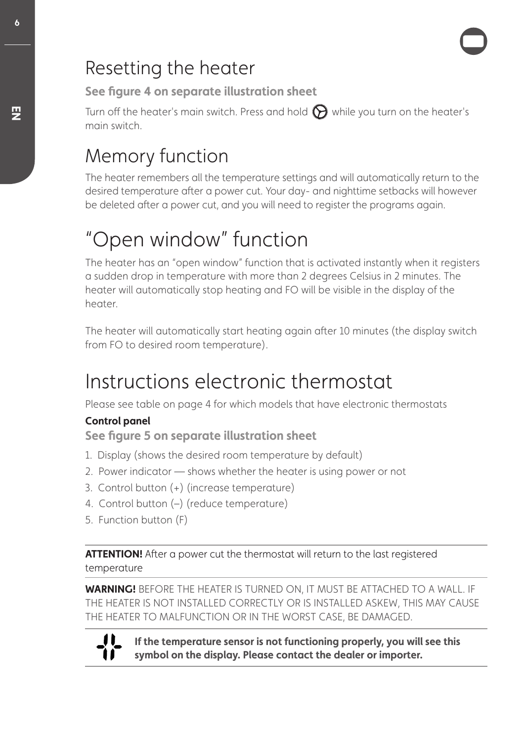# Resetting the heater

**See figure 4 on separate illustration sheet**

Turn off the heater's main switch. Press and hold while you turn on the heater's main switch.

# Memory function

The heater remembers all the temperature settings and will automatically return to the desired temperature after a power cut. Your day- and nighttime setbacks will however be deleted after a power cut, and you will need to register the programs again.

# "Open window" function

The heater has an "open window" function that is activated instantly when it registers a sudden drop in temperature with more than 2 degrees Celsius in 2 minutes. The heater will automatically stop heating and FO will be visible in the display of the heater.

The heater will automatically start heating again after 10 minutes (the display switch from FO to desired room temperature).

# Instructions electronic thermostat

Please see table on page 4 for which models that have electronic thermostats

**Control panel**

**See figure 5 on separate illustration sheet**

1. Display (shows the desired room temperature by default)
2. Power indicator — shows whether the heater is using power or not
3. Control button (+) (increase temperature)
4. Control button (–) (reduce temperature)
5. Function button (F)

---

**ATTENTION!** After a power cut the thermostat will return to the last registered temperature

---

**WARNING!** BEFORE THE HEATER IS TURNED ON, IT MUST BE ATTACHED TO A WALL. IF THE HEATER IS NOT INSTALLED CORRECTLY OR IS INSTALLED ASKEW, THIS MAY CAUSE THE HEATER TO MALFUNCTION OR IN THE WORST CASE, BE DAMAGED.

---

**If the temperature sensor is not functioning properly, you will see this symbol on the display. Please contact the dealer or importer.**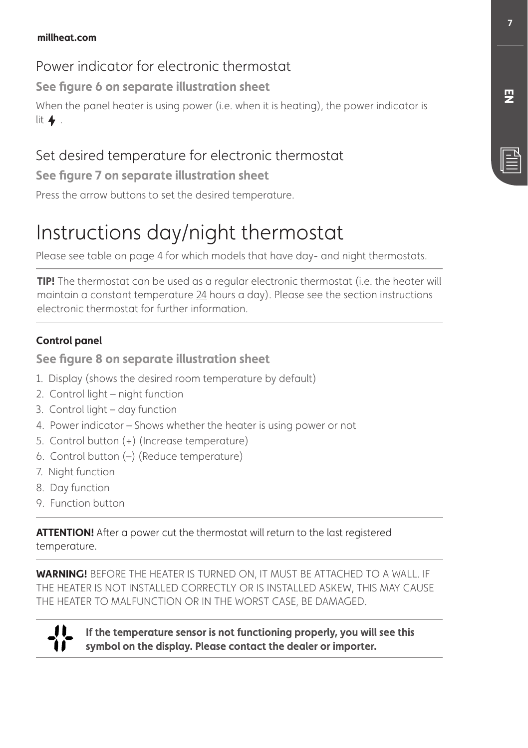## Power indicator for electronic thermostat

**See figure 6 on separate illustration sheet**

When the panel heater is using power (i.e. when it is heating), the power indicator is lit ⚡ .

## Set desired temperature for electronic thermostat

**See figure 7 on separate illustration sheet**

Press the arrow buttons to set the desired temperature.

# Instructions day/night thermostat

Please see table on page 4 for which models that have day- and night thermostats.

**TIP!** The thermostat can be used as a regular electronic thermostat (i.e. the heater will maintain a constant temperature 24 hours a day). Please see the section instructions electronic thermostat for further information.

**Control panel**

**See figure 8 on separate illustration sheet**

1. Display (shows the desired room temperature by default)
2. Control light – night function
3. Control light – day function
4. Power indicator – Shows whether the heater is using power or not
5. Control button (+) (Increase temperature)
6. Control button (–) (Reduce temperature)
7. Night function
8. Day function
9. Function button

**ATTENTION!** After a power cut the thermostat will return to the last registered temperature.

**WARNING!** BEFORE THE HEATER IS TURNED ON, IT MUST BE ATTACHED TO A WALL. IF THE HEATER IS NOT INSTALLED CORRECTLY OR IS INSTALLED ASKEW, THIS MAY CAUSE THE HEATER TO MALFUNCTION OR IN THE WORST CASE, BE DAMAGED.

**If the temperature sensor is not functioning properly, you will see this symbol on the display. Please contact the dealer or importer.**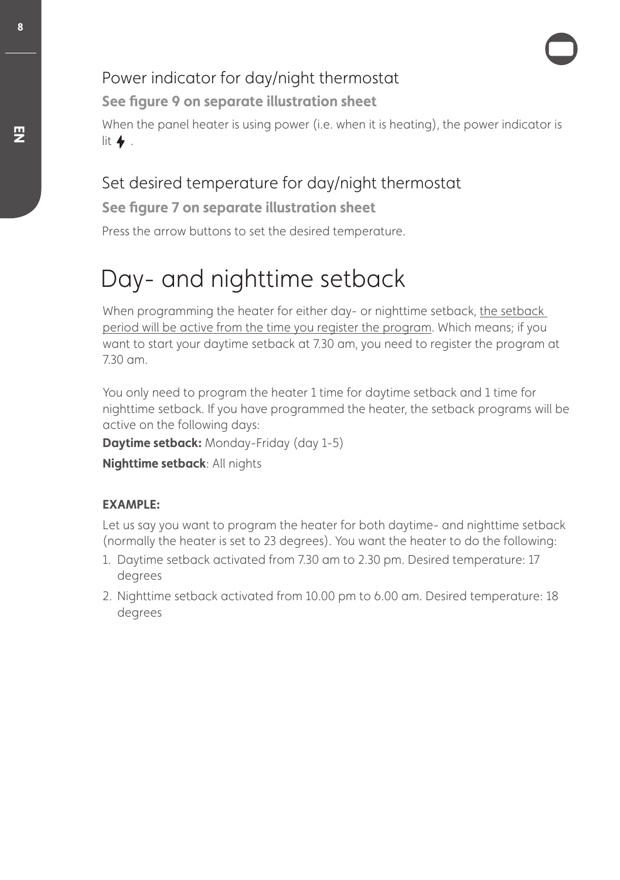## Power indicator for day/night thermostat

**See figure 9 on separate illustration sheet**

When the panel heater is using power (i.e. when it is heating), the power indicator is lit ⚡ .

## Set desired temperature for day/night thermostat

**See figure 7 on separate illustration sheet**

Press the arrow buttons to set the desired temperature.

# Day- and nighttime setback

When programming the heater for either day- or nighttime setback, the setback period will be active from the time you register the program. Which means; if you want to start your daytime setback at 7.30 am, you need to register the program at 7.30 am.

You only need to program the heater 1 time for daytime setback and 1 time for nighttime setback. If you have programmed the heater, the setback programs will be active on the following days:

**Daytime setback:** Monday-Friday (day 1-5)

**Nighttime setback**: All nights

**EXAMPLE:**

Let us say you want to program the heater for both daytime- and nighttime setback (normally the heater is set to 23 degrees). You want the heater to do the following:

1. Daytime setback activated from 7.30 am to 2.30 pm. Desired temperature: 17 degrees
2. Nighttime setback activated from 10.00 pm to 6.00 am. Desired temperature: 18 degrees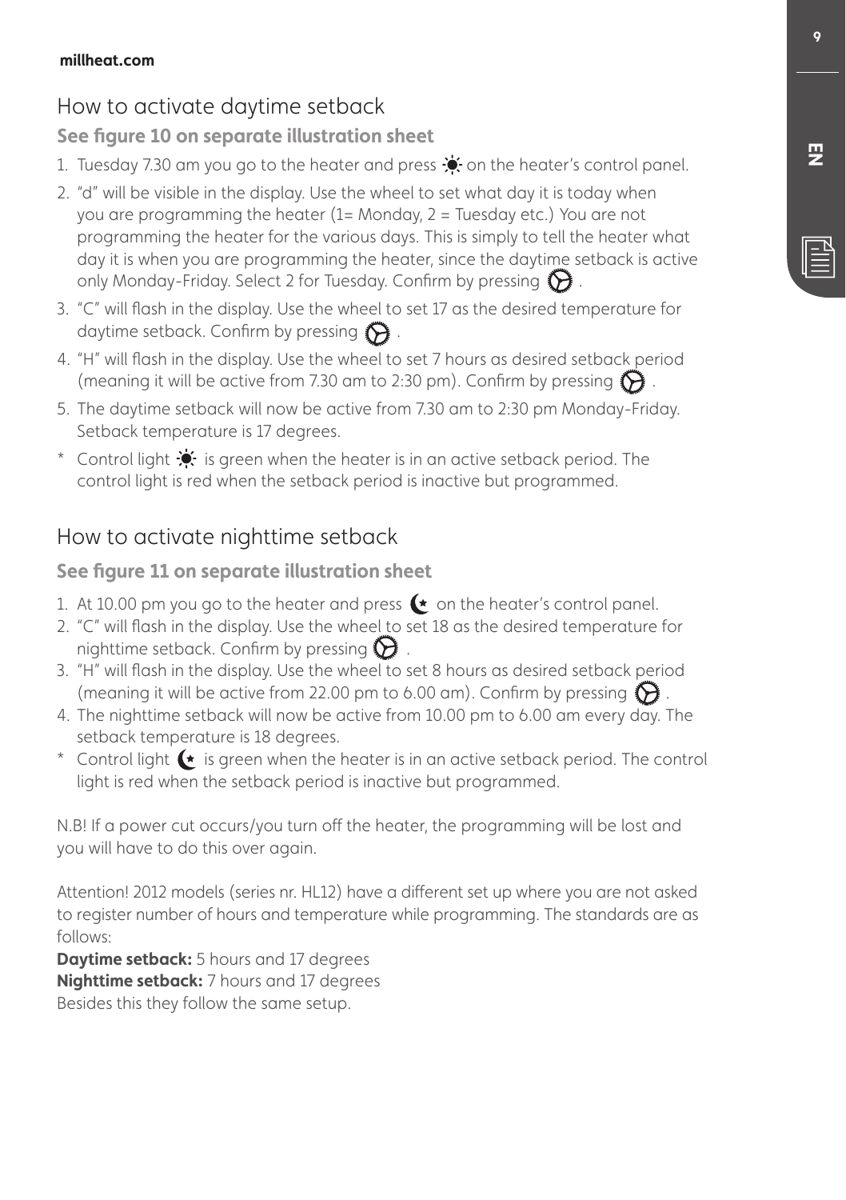## How to activate daytime setback

**See figure 10 on separate illustration sheet**

1. Tuesday 7.30 am you go to the heater and press ☀ on the heater's control panel.
2. "d" will be visible in the display. Use the wheel to set what day it is today when you are programming the heater (1= Monday, 2 = Tuesday etc.) You are not programming the heater for the various days. This is simply to tell the heater what day it is when you are programming the heater, since the daytime setback is active only Monday-Friday. Select 2 for Tuesday. Confirm by pressing ⚙.
3. "C" will flash in the display. Use the wheel to set 17 as the desired temperature for daytime setback. Confirm by pressing ⚙.
4. "H" will flash in the display. Use the wheel to set 7 hours as desired setback period (meaning it will be active from 7.30 am to 2:30 pm). Confirm by pressing ⚙.
5. The daytime setback will now be active from 7.30 am to 2:30 pm Monday-Friday. Setback temperature is 17 degrees.

* Control light ☀ is green when the heater is in an active setback period. The control light is red when the setback period is inactive but programmed.

## How to activate nighttime setback

**See figure 11 on separate illustration sheet**

1. At 10.00 pm you go to the heater and press ☾ on the heater's control panel.
2. "C" will flash in the display. Use the wheel to set 18 as the desired temperature for nighttime setback. Confirm by pressing ⚙.
3. "H" will flash in the display. Use the wheel to set 8 hours as desired setback period (meaning it will be active from 22.00 pm to 6.00 am). Confirm by pressing ⚙.
4. The nighttime setback will now be active from 10.00 pm to 6.00 am every day. The setback temperature is 18 degrees.

* Control light ☾ is green when the heater is in an active setback period. The control light is red when the setback period is inactive but programmed.

N.B! If a power cut occurs/you turn off the heater, the programming will be lost and you will have to do this over again.

Attention! 2012 models (series nr. HL12) have a different set up where you are not asked to register number of hours and temperature while programming. The standards are as follows:

**Daytime setback:** 5 hours and 17 degrees
**Nighttime setback:** 7 hours and 17 degrees
Besides this they follow the same setup.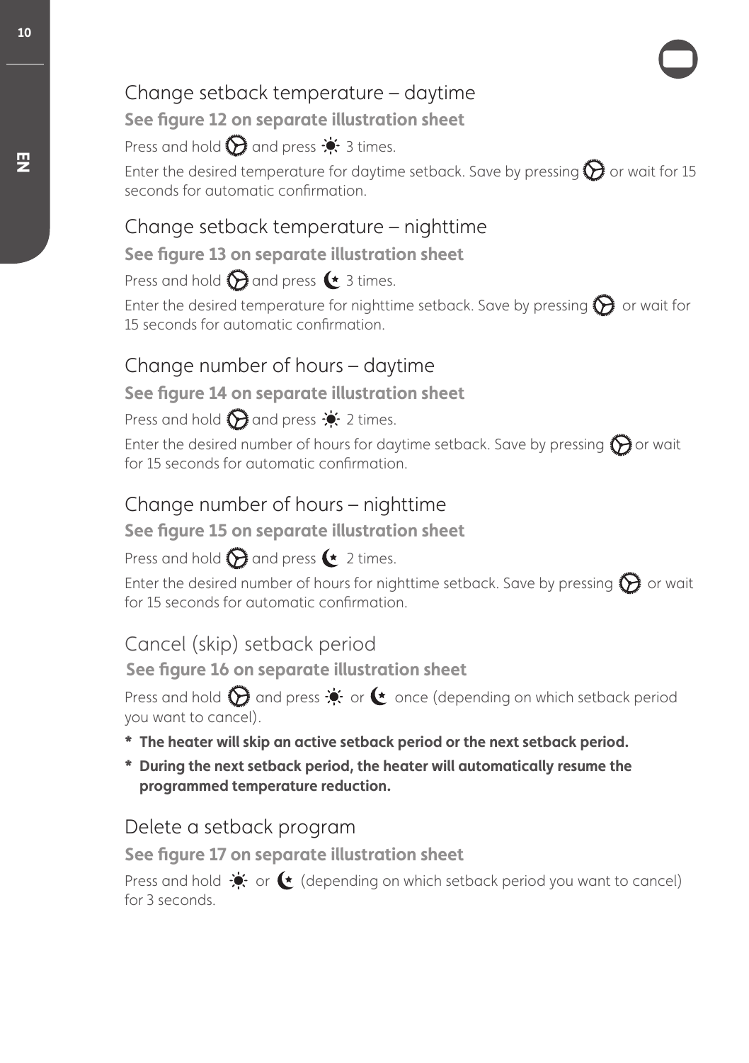## Change setback temperature – daytime

**See figure 12 on separate illustration sheet**

Press and hold ⚙ and press ☀ 3 times.

Enter the desired temperature for daytime setback. Save by pressing ⚙ or wait for 15 seconds for automatic confirmation.

## Change setback temperature – nighttime

**See figure 13 on separate illustration sheet**

Press and hold ⚙ and press ☾ 3 times.

Enter the desired temperature for nighttime setback. Save by pressing ⚙ or wait for 15 seconds for automatic confirmation.

## Change number of hours – daytime

**See figure 14 on separate illustration sheet**

Press and hold ⚙ and press ☀ 2 times.

Enter the desired number of hours for daytime setback. Save by pressing ⚙ or wait for 15 seconds for automatic confirmation.

## Change number of hours – nighttime

**See figure 15 on separate illustration sheet**

Press and hold ⚙ and press ☾ 2 times.

Enter the desired number of hours for nighttime setback. Save by pressing ⚙ or wait for 15 seconds for automatic confirmation.

## Cancel (skip) setback period

**See figure 16 on separate illustration sheet**

Press and hold ⚙ and press ☀ or ☾ once (depending on which setback period you want to cancel).

- **The heater will skip an active setback period or the next setback period.**
- **During the next setback period, the heater will automatically resume the programmed temperature reduction.**

## Delete a setback program

**See figure 17 on separate illustration sheet**

Press and hold ☀ or ☾ (depending on which setback period you want to cancel) for 3 seconds.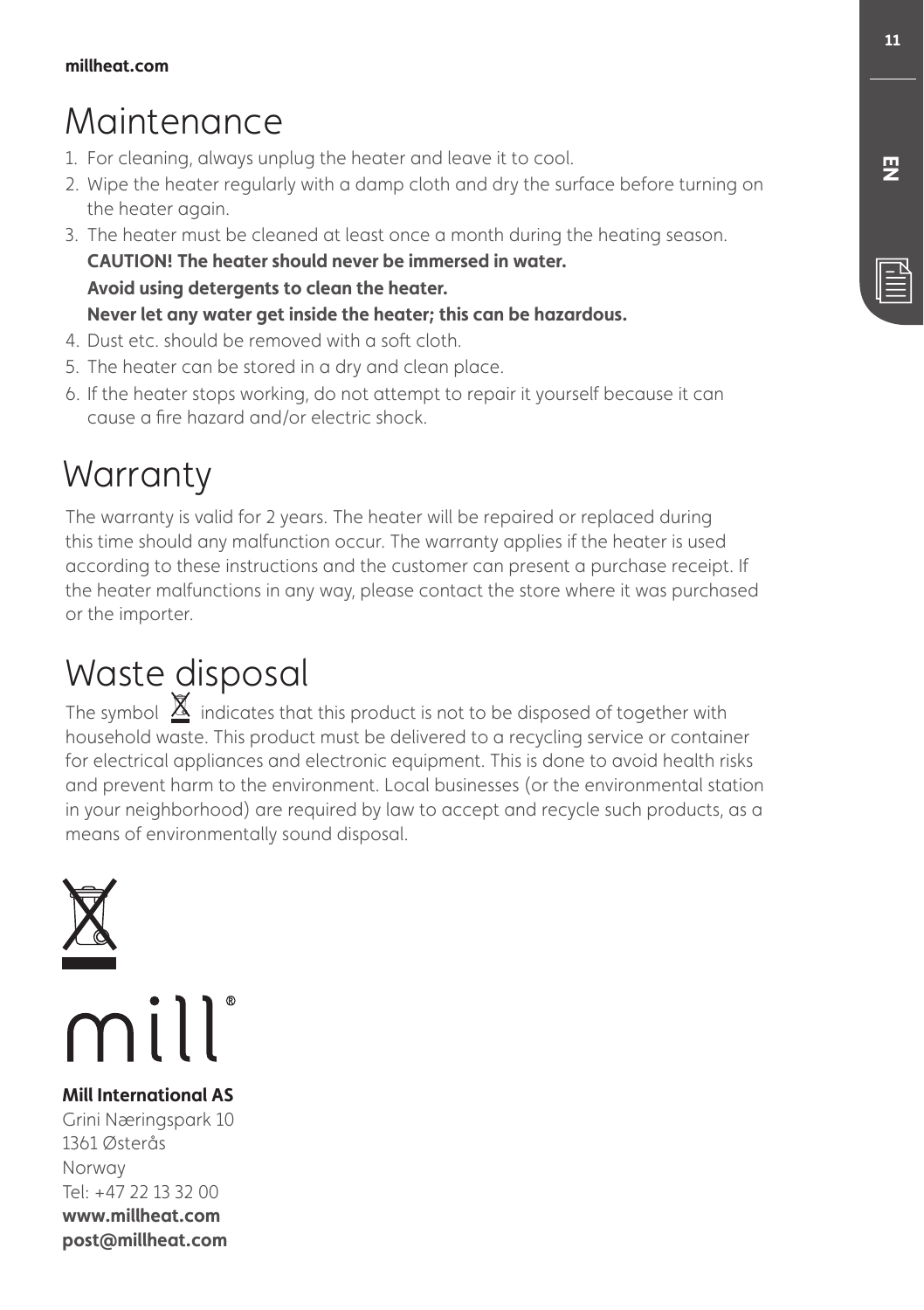# Maintenance

1. For cleaning, always unplug the heater and leave it to cool.
2. Wipe the heater regularly with a damp cloth and dry the surface before turning on the heater again.
3. The heater must be cleaned at least once a month during the heating season.
   **CAUTION! The heater should never be immersed in water.**
   **Avoid using detergents to clean the heater.**
   **Never let any water get inside the heater; this can be hazardous.**
4. Dust etc. should be removed with a soft cloth.
5. The heater can be stored in a dry and clean place.
6. If the heater stops working, do not attempt to repair it yourself because it can cause a fire hazard and/or electric shock.

# Warranty

The warranty is valid for 2 years. The heater will be repaired or replaced during this time should any malfunction occur. The warranty applies if the heater is used according to these instructions and the customer can present a purchase receipt. If the heater malfunctions in any way, please contact the store where it was purchased or the importer.

# Waste disposal

The symbol indicates that this product is not to be disposed of together with household waste. This product must be delivered to a recycling service or container for electrical appliances and electronic equipment. This is done to avoid health risks and prevent harm to the environment. Local businesses (or the environmental station in your neighborhood) are required by law to accept and recycle such products, as a means of environmentally sound disposal.

mill®

**Mill International AS**
Grini Næringspark 10
1361 Østerås
Norway
Tel: +47 22 13 32 00
**www.millheat.com**
**post@millheat.com**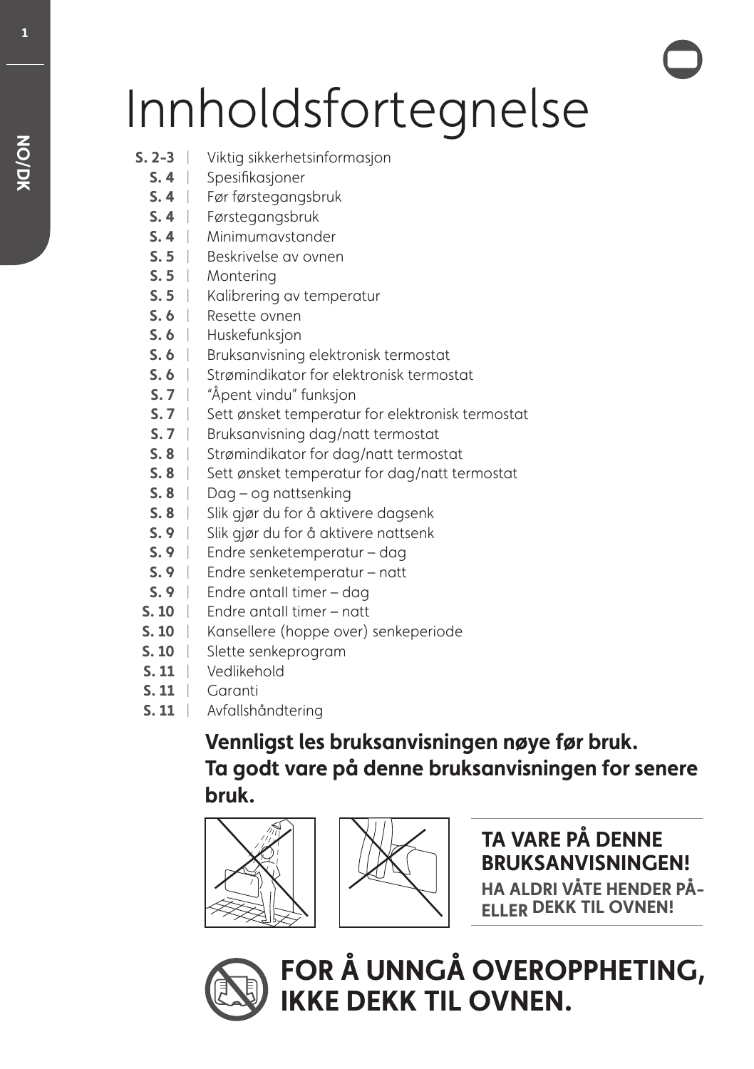# Innholdsfortegnelse

| | |
|---|---|
| **S. 2-3** | Viktig sikkerhetsinformasjon |
| **S. 4** | Spesifikasjoner |
| **S. 4** | Før førstegangsbruk |
| **S. 4** | Førstegangsbruk |
| **S. 4** | Minimumavstander |
| **S. 5** | Beskrivelse av ovnen |
| **S. 5** | Montering |
| **S. 5** | Kalibrering av temperatur |
| **S. 6** | Resette ovnen |
| **S. 6** | Huskefunksjon |
| **S. 6** | Bruksanvisning elektronisk termostat |
| **S. 6** | Strømindikator for elektronisk termostat |
| **S. 7** | "Åpent vindu" funksjon |
| **S. 7** | Sett ønsket temperatur for elektronisk termostat |
| **S. 7** | Bruksanvisning dag/natt termostat |
| **S. 8** | Strømindikator for dag/natt termostat |
| **S. 8** | Sett ønsket temperatur for dag/natt termostat |
| **S. 8** | Dag – og nattsenking |
| **S. 8** | Slik gjør du for å aktivere dagsenk |
| **S. 9** | Slik gjør du for å aktivere nattsenk |
| **S. 9** | Endre senketemperatur – dag |
| **S. 9** | Endre senketemperatur – natt |
| **S. 9** | Endre antall timer – dag |
| **S. 10** | Endre antall timer – natt |
| **S. 10** | Kansellere (hoppe over) senkeperiode |
| **S. 10** | Slette senkeprogram |
| **S. 11** | Vedlikehold |
| **S. 11** | Garanti |
| **S. 11** | Avfallshåndtering |

**Vennligst les bruksanvisningen nøye før bruk.**
**Ta godt vare på denne bruksanvisningen for senere bruk.**

**TA VARE PÅ DENNE BRUKSANVISNINGEN!**

**HA ALDRI VÅTE HENDER PÅ- ELLER DEKK TIL OVNEN!**

**FOR Å UNNGÅ OVEROPPHETING, IKKE DEKK TIL OVNEN.**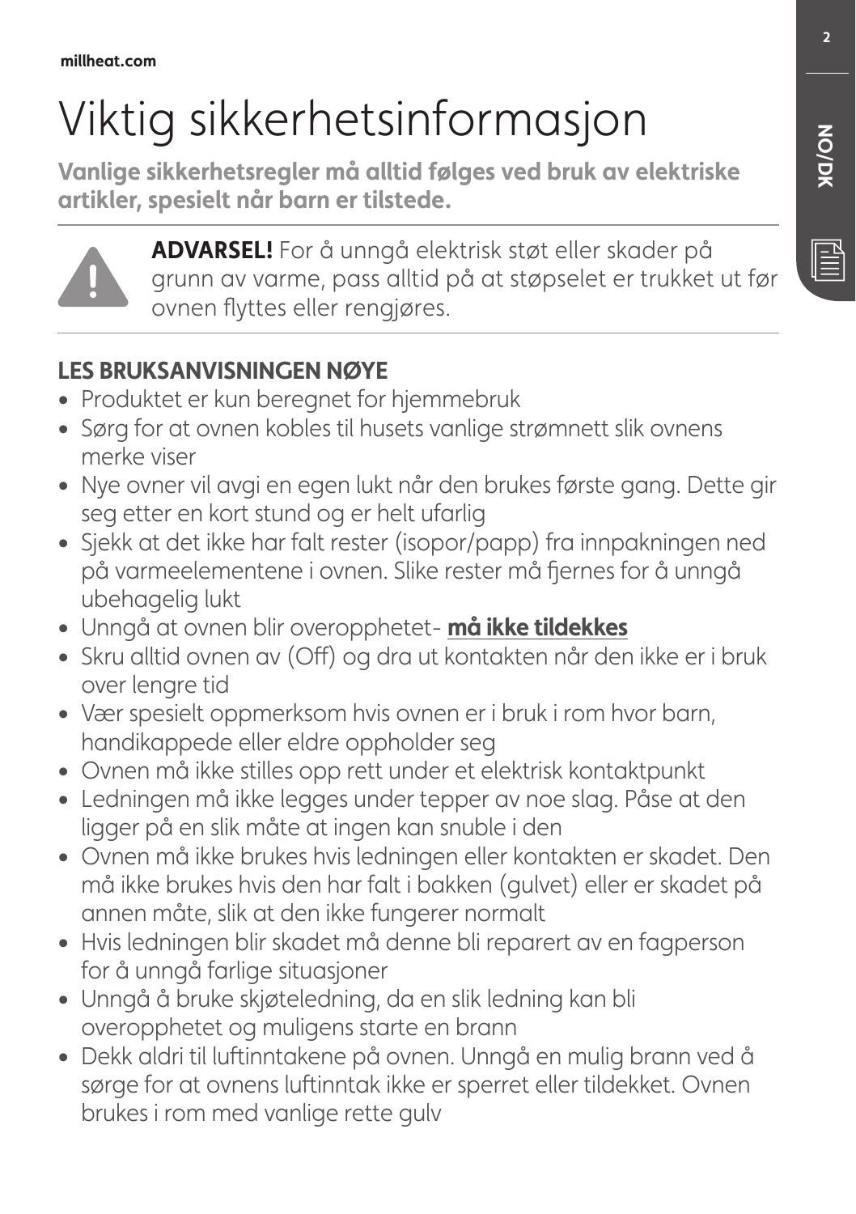# Viktig sikkerhetsinformasjon

**Vanlige sikkerhetsregler må alltid følges ved bruk av elektriske artikler, spesielt når barn er tilstede.**

**ADVARSEL!** For å unngå elektrisk støt eller skader på grunn av varme, pass alltid på at støpselet er trukket ut før ovnen flyttes eller rengjøres.

## LES BRUKSANVISNINGEN NØYE

- Produktet er kun beregnet for hjemmebruk
- Sørg for at ovnen kobles til husets vanlige strømnett slik ovnens merke viser
- Nye ovner vil avgi en egen lukt når den brukes første gang. Dette gir seg etter en kort stund og er helt ufarlig
- Sjekk at det ikke har falt rester (isopor/papp) fra innpakningen ned på varmeelementene i ovnen. Slike rester må fjernes for å unngå ubehagelig lukt
- Unngå at ovnen blir overopphetet- **<u>må ikke tildekkes</u>**
- Skru alltid ovnen av (Off) og dra ut kontakten når den ikke er i bruk over lengre tid
- Vær spesielt oppmerksom hvis ovnen er i bruk i rom hvor barn, handikappede eller eldre oppholder seg
- Ovnen må ikke stilles opp rett under et elektrisk kontaktpunkt
- Ledningen må ikke legges under tepper av noe slag. Påse at den ligger på en slik måte at ingen kan snuble i den
- Ovnen må ikke brukes hvis ledningen eller kontakten er skadet. Den må ikke brukes hvis den har falt i bakken (gulvet) eller er skadet på annen måte, slik at den ikke fungerer normalt
- Hvis ledningen blir skadet må denne bli reparert av en fagperson for å unngå farlige situasjoner
- Unngå å bruke skjøteledning, da en slik ledning kan bli overopphetet og muligens starte en brann
- Dekk aldri til luftinntakene på ovnen. Unngå en mulig brann ved å sørge for at ovnens luftinntak ikke er sperret eller tildekket. Ovnen brukes i rom med vanlige rette gulv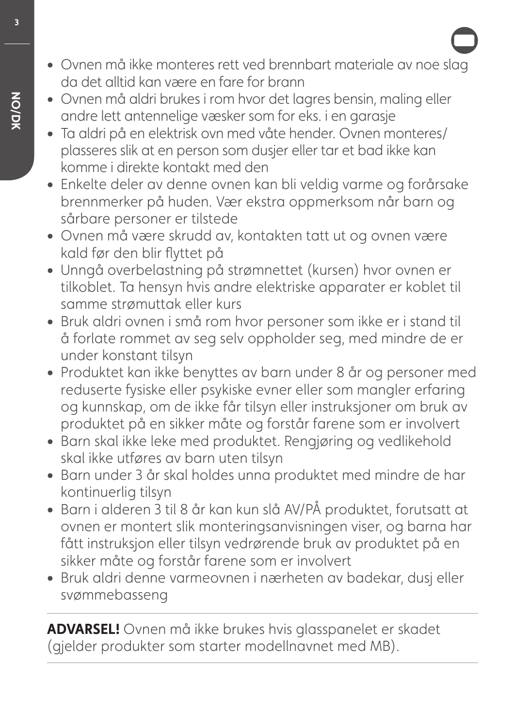- Ovnen må ikke monteres rett ved brennbart materiale av noe slag da det alltid kan være en fare for brann
- Ovnen må aldri brukes i rom hvor det lagres bensin, maling eller andre lett antennelige væsker som for eks. i en garasje
- Ta aldri på en elektrisk ovn med våte hender. Ovnen monteres/plasseres slik at en person som dusjer eller tar et bad ikke kan komme i direkte kontakt med den
- Enkelte deler av denne ovnen kan bli veldig varme og forårsake brennmerker på huden. Vær ekstra oppmerksom når barn og sårbare personer er tilstede
- Ovnen må være skrudd av, kontakten tatt ut og ovnen være kald før den blir flyttet på
- Unngå overbelastning på strømnettet (kursen) hvor ovnen er tilkoblet. Ta hensyn hvis andre elektriske apparater er koblet til samme strømuttak eller kurs
- Bruk aldri ovnen i små rom hvor personer som ikke er i stand til å forlate rommet av seg selv oppholder seg, med mindre de er under konstant tilsyn
- Produktet kan ikke benyttes av barn under 8 år og personer med reduserte fysiske eller psykiske evner eller som mangler erfaring og kunnskap, om de ikke får tilsyn eller instruksjoner om bruk av produktet på en sikker måte og forstår farene som er involvert
- Barn skal ikke leke med produktet. Rengjøring og vedlikehold skal ikke utføres av barn uten tilsyn
- Barn under 3 år skal holdes unna produktet med mindre de har kontinuerlig tilsyn
- Barn i alderen 3 til 8 år kan kun slå AV/PÅ produktet, forutsatt at ovnen er montert slik monteringsanvisningen viser, og barna har fått instruksjon eller tilsyn vedrørende bruk av produktet på en sikker måte og forstår farene som er involvert
- Bruk aldri denne varmeovnen i nærheten av badekar, dusj eller svømmebasseng

---

**ADVARSEL!** Ovnen må ikke brukes hvis glasspanelet er skadet (gjelder produkter som starter modellnavnet med MB).

---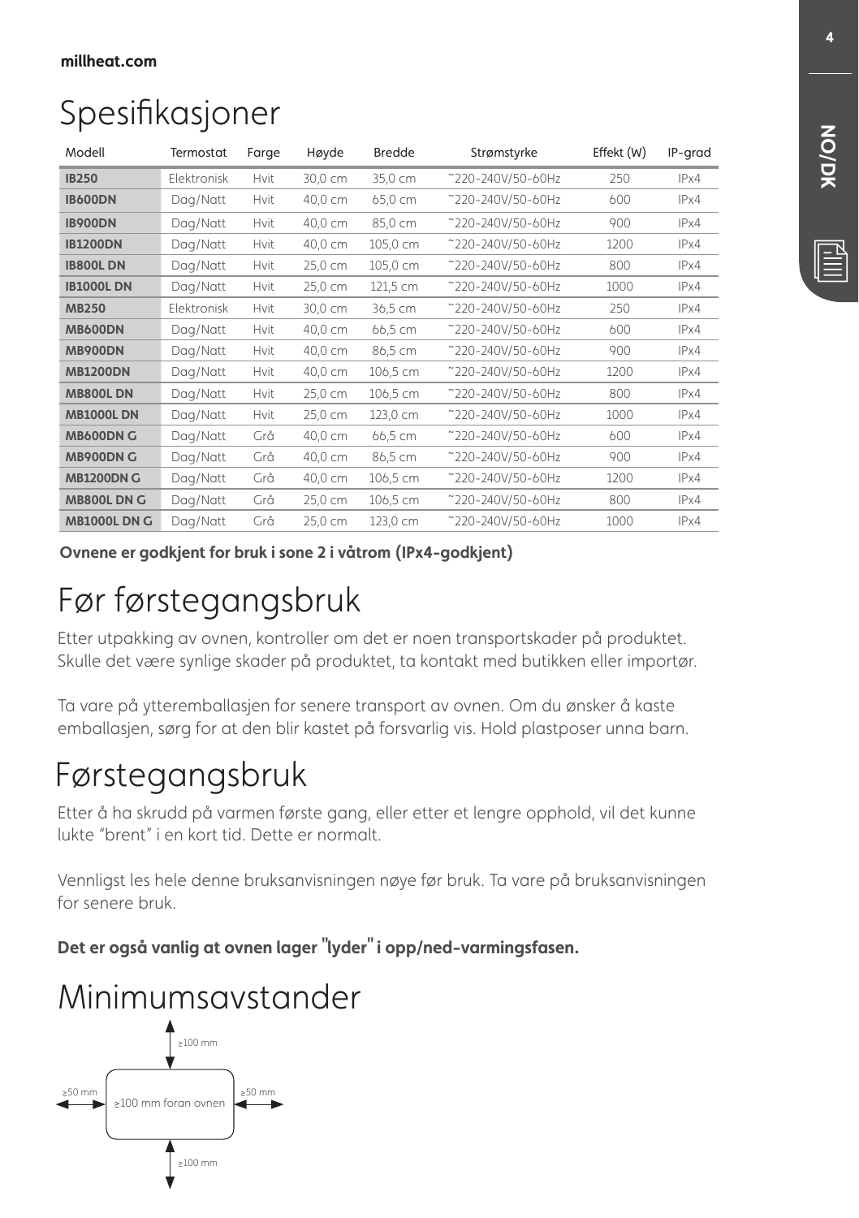# Spesifikasjoner

| Modell | Termostat | Farge | Høyde | Bredde | Strømstyrke | Effekt (W) | IP-grad |
|---|---|---|---|---|---|---|---|
| **IB250** | Elektronisk | Hvit | 30,0 cm | 35,0 cm | ~220-240V/50-60Hz | 250 | IPx4 |
| **IB600DN** | Dag/Natt | Hvit | 40,0 cm | 65,0 cm | ~220-240V/50-60Hz | 600 | IPx4 |
| **IB900DN** | Dag/Natt | Hvit | 40,0 cm | 85,0 cm | ~220-240V/50-60Hz | 900 | IPx4 |
| **IB1200DN** | Dag/Natt | Hvit | 40,0 cm | 105,0 cm | ~220-240V/50-60Hz | 1200 | IPx4 |
| **IB800L DN** | Dag/Natt | Hvit | 25,0 cm | 105,0 cm | ~220-240V/50-60Hz | 800 | IPx4 |
| **IB1000L DN** | Dag/Natt | Hvit | 25,0 cm | 121,5 cm | ~220-240V/50-60Hz | 1000 | IPx4 |
| **MB250** | Elektronisk | Hvit | 30,0 cm | 36,5 cm | ~220-240V/50-60Hz | 250 | IPx4 |
| **MB600DN** | Dag/Natt | Hvit | 40,0 cm | 66,5 cm | ~220-240V/50-60Hz | 600 | IPx4 |
| **MB900DN** | Dag/Natt | Hvit | 40,0 cm | 86,5 cm | ~220-240V/50-60Hz | 900 | IPx4 |
| **MB1200DN** | Dag/Natt | Hvit | 40,0 cm | 106,5 cm | ~220-240V/50-60Hz | 1200 | IPx4 |
| **MB800L DN** | Dag/Natt | Hvit | 25,0 cm | 106,5 cm | ~220-240V/50-60Hz | 800 | IPx4 |
| **MB1000L DN** | Dag/Natt | Hvit | 25,0 cm | 123,0 cm | ~220-240V/50-60Hz | 1000 | IPx4 |
| **MB600DN G** | Dag/Natt | Grå | 40,0 cm | 66,5 cm | ~220-240V/50-60Hz | 600 | IPx4 |
| **MB900DN G** | Dag/Natt | Grå | 40,0 cm | 86,5 cm | ~220-240V/50-60Hz | 900 | IPx4 |
| **MB1200DN G** | Dag/Natt | Grå | 40,0 cm | 106,5 cm | ~220-240V/50-60Hz | 1200 | IPx4 |
| **MB800L DN G** | Dag/Natt | Grå | 25,0 cm | 106,5 cm | ~220-240V/50-60Hz | 800 | IPx4 |
| **MB1000L DN G** | Dag/Natt | Grå | 25,0 cm | 123,0 cm | ~220-240V/50-60Hz | 1000 | IPx4 |

**Ovnene er godkjent for bruk i sone 2 i våtrom (IPx4-godkjent)**

# Før førstegangsbruk

Etter utpakking av ovnen, kontroller om det er noen transportskader på produktet. Skulle det være synlige skader på produktet, ta kontakt med butikken eller importør.

Ta vare på ytteremballasjen for senere transport av ovnen. Om du ønsker å kaste emballasjen, sørg for at den blir kastet på forsvarlig vis. Hold plastposer unna barn.

# Førstegangsbruk

Etter å ha skrudd på varmen første gang, eller etter et lengre opphold, vil det kunne lukte "brent" i en kort tid. Dette er normalt.

Vennligst les hele denne bruksanvisningen nøye før bruk. Ta vare på bruksanvisningen for senere bruk.

**Det er også vanlig at ovnen lager "lyder" i opp/ned-varmingsfasen.**

# Minimumsavstander

≥100 mm

≥50 mm | ≥100 mm foran ovnen | ≥50 mm

≥100 mm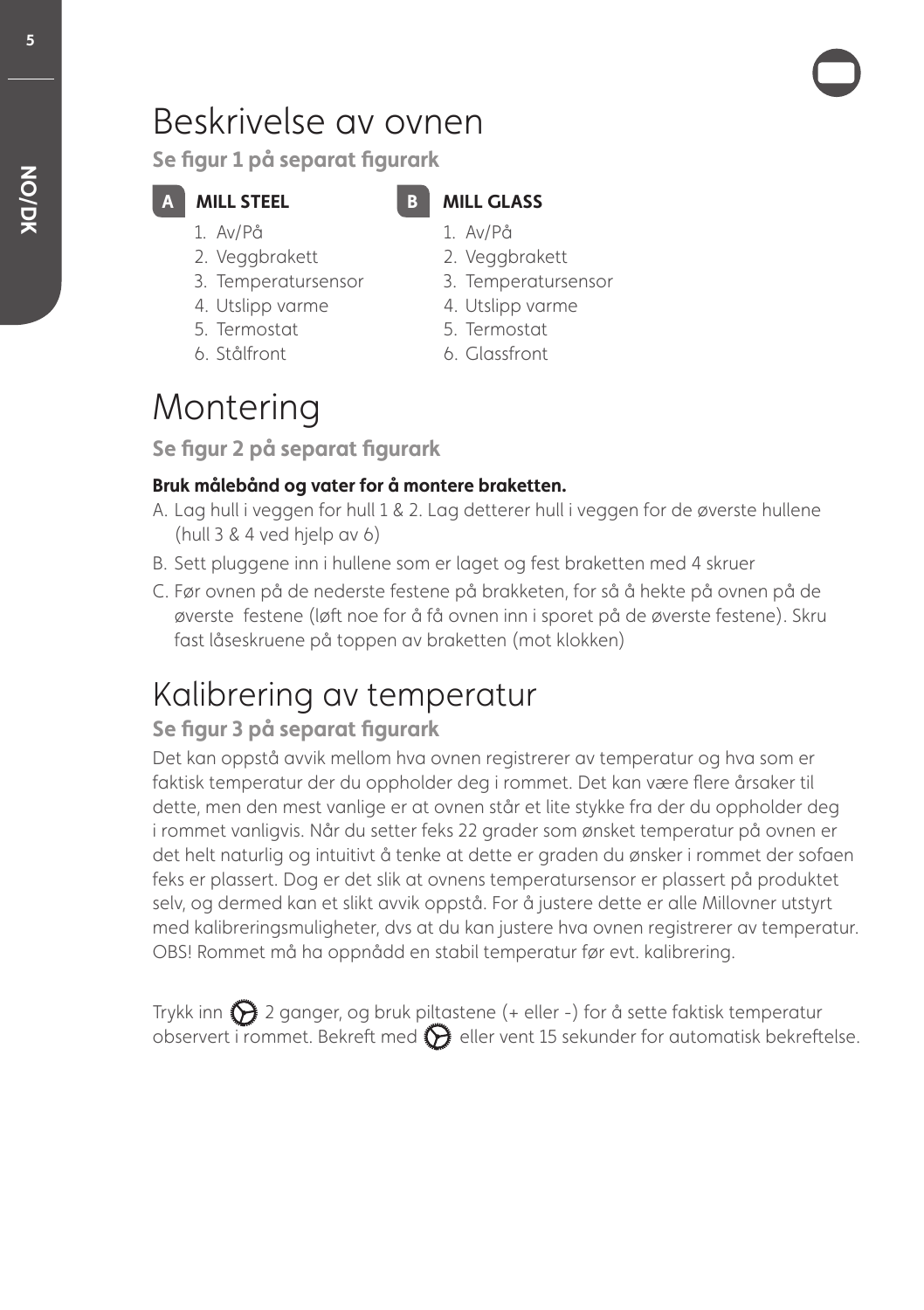# Beskrivelse av ovnen

**Se figur 1 på separat figurark**

**A MILL STEEL**

1. Av/På
2. Veggbrakett
3. Temperatursensor
4. Utslipp varme
5. Termostat
6. Stålfront

**B MILL GLASS**

1. Av/På
2. Veggbrakett
3. Temperatursensor
4. Utslipp varme
5. Termostat
6. Glassfront

# Montering

**Se figur 2 på separat figurark**

**Bruk målebånd og vater for å montere braketten.**

A. Lag hull i veggen for hull 1 & 2. Lag detterer hull i veggen for de øverste hullene (hull 3 & 4 ved hjelp av 6)

B. Sett pluggene inn i hullene som er laget og fest braketten med 4 skruer

C. Før ovnen på de nederste festene på brakketen, for så å hekte på ovnen på de øverste festene (løft noe for å få ovnen inn i sporet på de øverste festene). Skru fast låseskruene på toppen av braketten (mot klokken)

# Kalibrering av temperatur

**Se figur 3 på separat figurark**

Det kan oppstå avvik mellom hva ovnen registrerer av temperatur og hva som er faktisk temperatur der du oppholder deg i rommet. Det kan være flere årsaker til dette, men den mest vanlige er at ovnen står et lite stykke fra der du oppholder deg i rommet vanligvis. Når du setter feks 22 grader som ønsket temperatur på ovnen er det helt naturlig og intuitivt å tenke at dette er graden du ønsker i rommet der sofaen feks er plassert. Dog er det slik at ovnens temperatursensor er plassert på produktet selv, og dermed kan et slikt avvik oppstå. For å justere dette er alle Millovner utstyrt med kalibreringsmuligheter, dvs at du kan justere hva ovnen registrerer av temperatur. OBS! Rommet må ha oppnådd en stabil temperatur før evt. kalibrering.

Trykk inn ⚙ 2 ganger, og bruk piltastene (+ eller -) for å sette faktisk temperatur observert i rommet. Bekreft med ⚙ eller vent 15 sekunder for automatisk bekreftelse.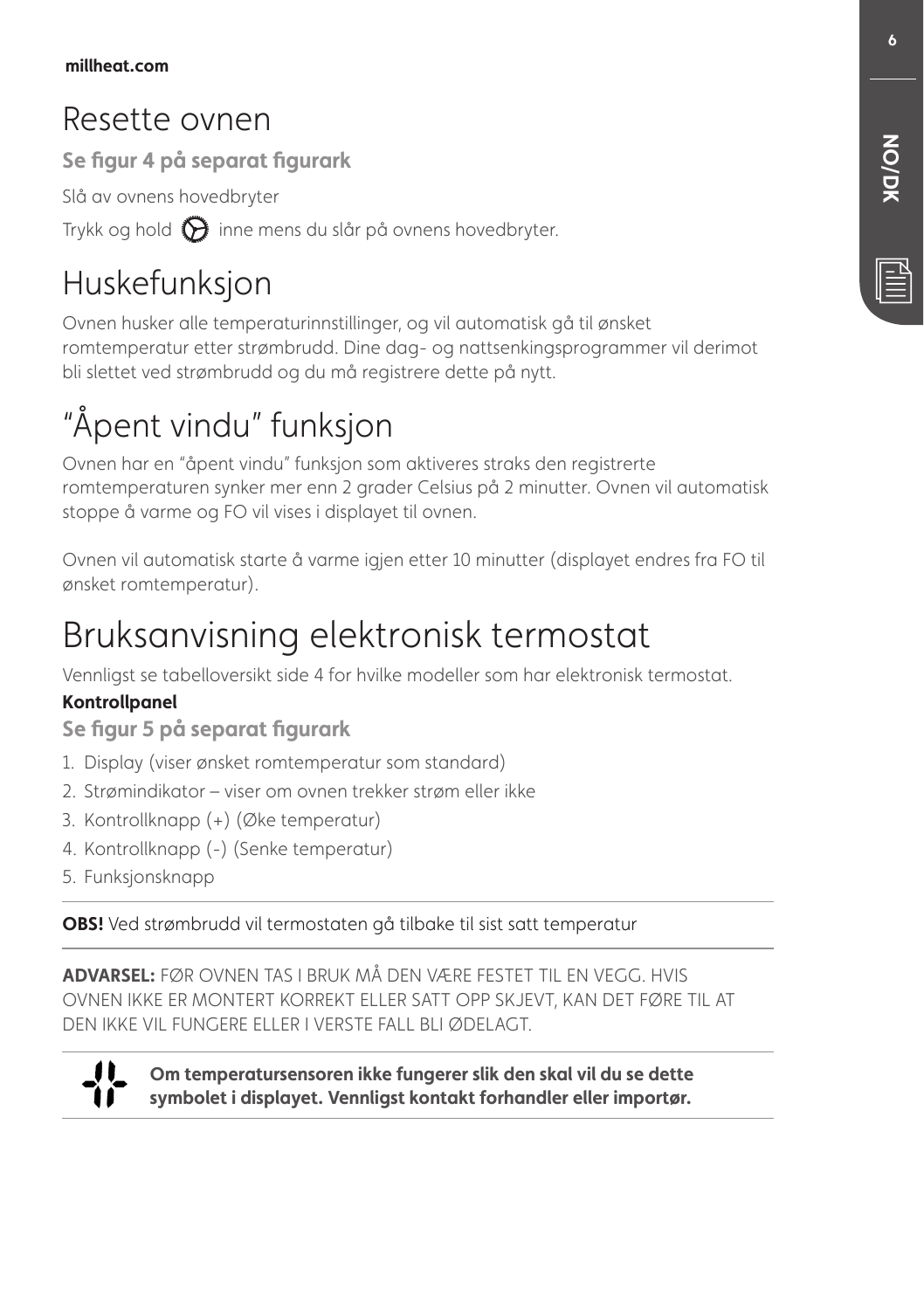# Resette ovnen

**Se figur 4 på separat figurark**

Slå av ovnens hovedbryter

Trykk og hold ⚙ inne mens du slår på ovnens hovedbryter.

# Huskefunksjon

Ovnen husker alle temperaturinnstillinger, og vil automatisk gå til ønsket romtemperatur etter strømbrudd. Dine dag- og nattsenkingsprogrammer vil derimot bli slettet ved strømbrudd og du må registrere dette på nytt.

# "Åpent vindu" funksjon

Ovnen har en "åpent vindu" funksjon som aktiveres straks den registrerte romtemperaturen synker mer enn 2 grader Celsius på 2 minutter. Ovnen vil automatisk stoppe å varme og FO vil vises i displayet til ovnen.

Ovnen vil automatisk starte å varme igjen etter 10 minutter (displayet endres fra FO til ønsket romtemperatur).

# Bruksanvisning elektronisk termostat

Vennligst se tabelloversikt side 4 for hvilke modeller som har elektronisk termostat.

**Kontrollpanel**

**Se figur 5 på separat figurark**

1. Display (viser ønsket romtemperatur som standard)
2. Strømindikator – viser om ovnen trekker strøm eller ikke
3. Kontrollknapp (+) (Øke temperatur)
4. Kontrollknapp (-) (Senke temperatur)
5. Funksjonsknapp

---

**OBS!** Ved strømbrudd vil termostaten gå tilbake til sist satt temperatur

---

**ADVARSEL:** FØR OVNEN TAS I BRUK MÅ DEN VÆRE FESTET TIL EN VEGG. HVIS OVNEN IKKE ER MONTERT KORREKT ELLER SATT OPP SKJEVT, KAN DET FØRE TIL AT DEN IKKE VIL FUNGERE ELLER I VERSTE FALL BLI ØDELAGT.

---

**Om temperatursensoren ikke fungerer slik den skal vil du se dette symbolet i displayet. Vennligst kontakt forhandler eller importør.**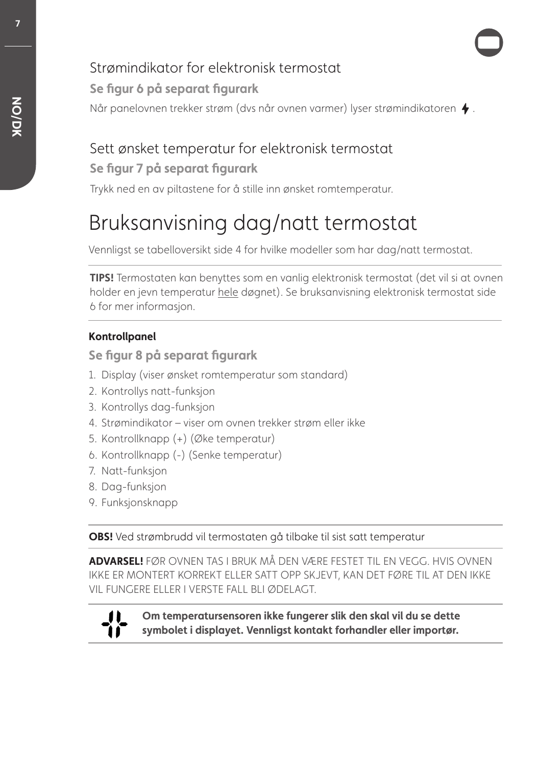## Strømindikator for elektronisk termostat

**Se figur 6 på separat figurark**

Når panelovnen trekker strøm (dvs når ovnen varmer) lyser strømindikatoren ⚡.

## Sett ønsket temperatur for elektronisk termostat

**Se figur 7 på separat figurark**

Trykk ned en av piltastene for å stille inn ønsket romtemperatur.

# Bruksanvisning dag/natt termostat

Vennligst se tabelloversikt side 4 for hvilke modeller som har dag/natt termostat.

---

**TIPS!** Termostaten kan benyttes som en vanlig elektronisk termostat (det vil si at ovnen holder en jevn temperatur hele døgnet). Se bruksanvisning elektronisk termostat side 6 for mer informasjon.

---

**Kontrollpanel**

**Se figur 8 på separat figurark**

1. Display (viser ønsket romtemperatur som standard)
2. Kontrollys natt-funksjon
3. Kontrollys dag-funksjon
4. Strømindikator – viser om ovnen trekker strøm eller ikke
5. Kontrollknapp (+) (Øke temperatur)
6. Kontrollknapp (-) (Senke temperatur)
7. Natt-funksjon
8. Dag-funksjon
9. Funksjonsknapp

---

**OBS!** Ved strømbrudd vil termostaten gå tilbake til sist satt temperatur

---

**ADVARSEL!** FØR OVNEN TAS I BRUK MÅ DEN VÆRE FESTET TIL EN VEGG. HVIS OVNEN IKKE ER MONTERT KORREKT ELLER SATT OPP SKJEVT, KAN DET FØRE TIL AT DEN IKKE VIL FUNGERE ELLER I VERSTE FALL BLI ØDELAGT.

---

**Om temperatursensoren ikke fungerer slik den skal vil du se dette symbolet i displayet. Vennligst kontakt forhandler eller importør.**

---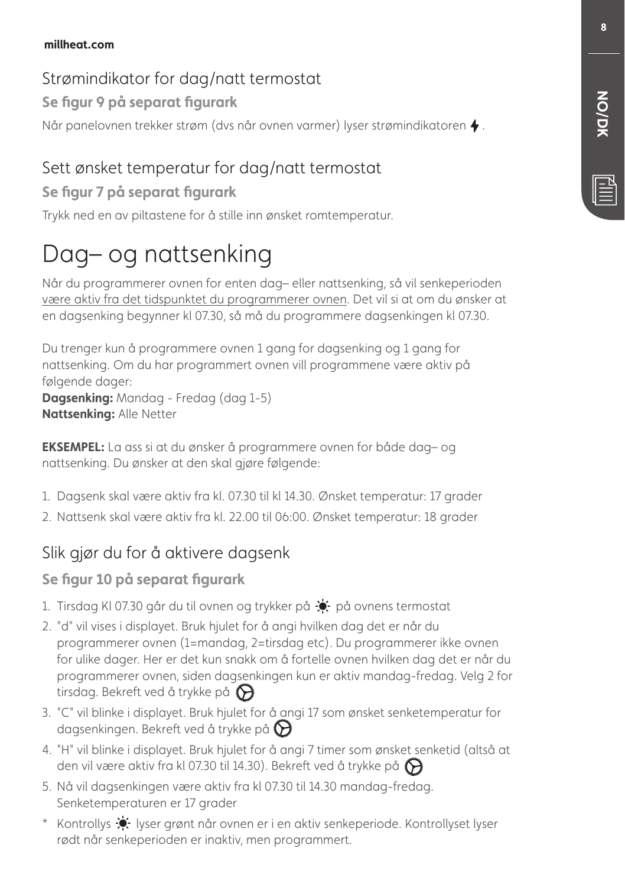## Strømindikator for dag/natt termostat

**Se figur 9 på separat figurark**

Når panelovnen trekker strøm (dvs når ovnen varmer) lyser strømindikatoren ⚡.

## Sett ønsket temperatur for dag/natt termostat

**Se figur 7 på separat figurark**

Trykk ned en av piltastene for å stille inn ønsket romtemperatur.

# Dag– og nattsenking

Når du programmerer ovnen for enten dag– eller nattsenking, så vil senkeperioden være aktiv fra det tidspunktet du programmerer ovnen. Det vil si at om du ønsker at en dagsenking begynner kl 07.30, så må du programmere dagsenkingen kl 07.30.

Du trenger kun å programmere ovnen 1 gang for dagsenking og 1 gang for nattsenking. Om du har programmert ovnen vill programmene være aktiv på følgende dager:
**Dagsenking:** Mandag - Fredag (dag 1-5)
**Nattsenking:** Alle Netter

**EKSEMPEL:** La ass si at du ønsker å programmere ovnen for både dag– og nattsenking. Du ønsker at den skal gjøre følgende:

1. Dagsenk skal være aktiv fra kl. 07.30 til kl 14.30. Ønsket temperatur: 17 grader
2. Nattsenk skal være aktiv fra kl. 22.00 til 06:00. Ønsket temperatur: 18 grader

## Slik gjør du for å aktivere dagsenk

**Se figur 10 på separat figurark**

1. Tirsdag Kl 07.30 går du til ovnen og trykker på ☀ på ovnens termostat
2. "d" vil vises i displayet. Bruk hjulet for å angi hvilken dag det er når du programmerer ovnen (1=mandag, 2=tirsdag etc). Du programmerer ikke ovnen for ulike dager. Her er det kun snakk om å fortelle ovnen hvilken dag det er når du programmerer ovnen, siden dagsenkingen kun er aktiv mandag-fredag. Velg 2 for tirsdag. Bekreft ved å trykke på ⚙
3. "C" vil blinke i displayet. Bruk hjulet for å angi 17 som ønsket senketemperatur for dagsenkingen. Bekreft ved å trykke på ⚙
4. "H" vil blinke i displayet. Bruk hjulet for å angi 7 timer som ønsket senketid (altså at den vil være aktiv fra kl 07.30 til 14.30). Bekreft ved å trykke på ⚙
5. Nå vil dagsenkingen være aktiv fra kl 07.30 til 14.30 mandag-fredag. Senketemperaturen er 17 grader

\* Kontrollys ☀ lyser grønt når ovnen er i en aktiv senkeperiode. Kontrollyset lyser rødt når senkeperioden er inaktiv, men programmert.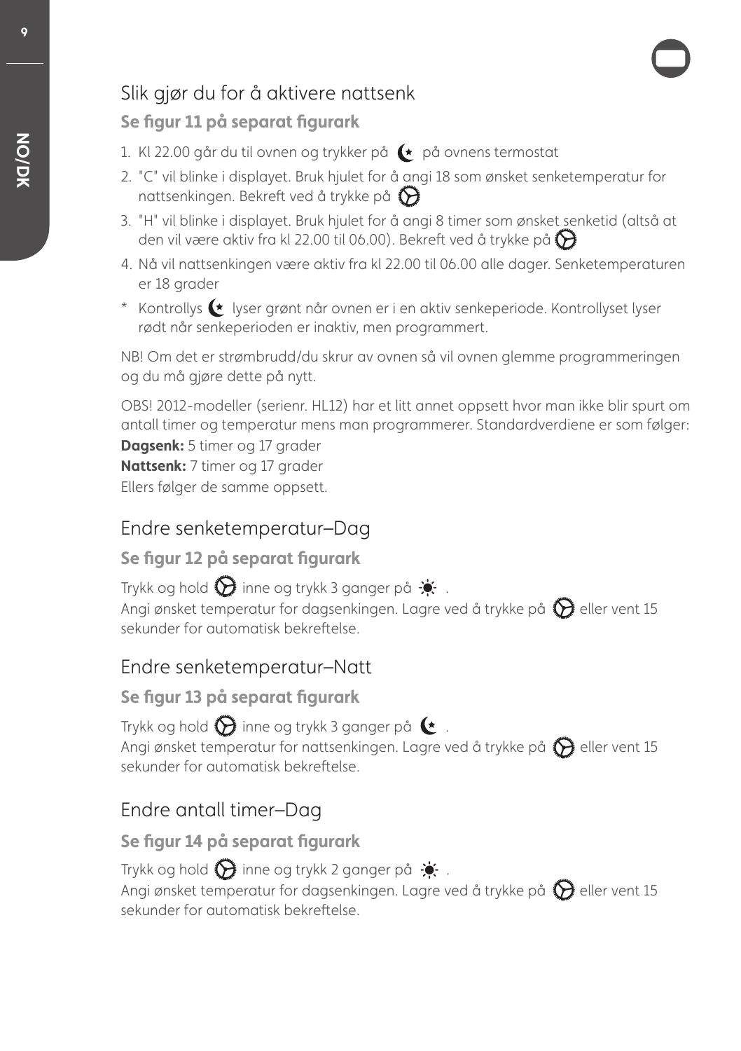## Slik gjør du for å aktivere nattsenk

**Se figur 11 på separat figurark**

1. Kl 22.00 går du til ovnen og trykker på ☾ på ovnens termostat
2. "C" vil blinke i displayet. Bruk hjulet for å angi 18 som ønsket senketemperatur for nattsenkingen. Bekreft ved å trykke på ⚙
3. "H" vil blinke i displayet. Bruk hjulet for å angi 8 timer som ønsket senketid (altså at den vil være aktiv fra kl 22.00 til 06.00). Bekreft ved å trykke på ⚙
4. Nå vil nattsenkingen være aktiv fra kl 22.00 til 06.00 alle dager. Senketemperaturen er 18 grader

\* Kontrollys ☾ lyser grønt når ovnen er i en aktiv senkeperiode. Kontrollyset lyser rødt når senkeperioden er inaktiv, men programmert.

NB! Om det er strømbrudd/du skrur av ovnen så vil ovnen glemme programmeringen og du må gjøre dette på nytt.

OBS! 2012-modeller (serienr. HL12) har et litt annet oppsett hvor man ikke blir spurt om antall timer og temperatur mens man programmerer. Standardverdiene er som følger:
**Dagsenk:** 5 timer og 17 grader
**Nattsenk:** 7 timer og 17 grader
Ellers følger de samme oppsett.

## Endre senketemperatur–Dag

**Se figur 12 på separat figurark**

Trykk og hold ⚙ inne og trykk 3 ganger på ☀.
Angi ønsket temperatur for dagsenkingen. Lagre ved å trykke på ⚙ eller vent 15 sekunder for automatisk bekreftelse.

## Endre senketemperatur–Natt

**Se figur 13 på separat figurark**

Trykk og hold ⚙ inne og trykk 3 ganger på ☾.
Angi ønsket temperatur for nattsenkingen. Lagre ved å trykke på ⚙ eller vent 15 sekunder for automatisk bekreftelse.

## Endre antall timer–Dag

**Se figur 14 på separat figurark**

Trykk og hold ⚙ inne og trykk 2 ganger på ☀.
Angi ønsket temperatur for dagsenkingen. Lagre ved å trykke på ⚙ eller vent 15 sekunder for automatisk bekreftelse.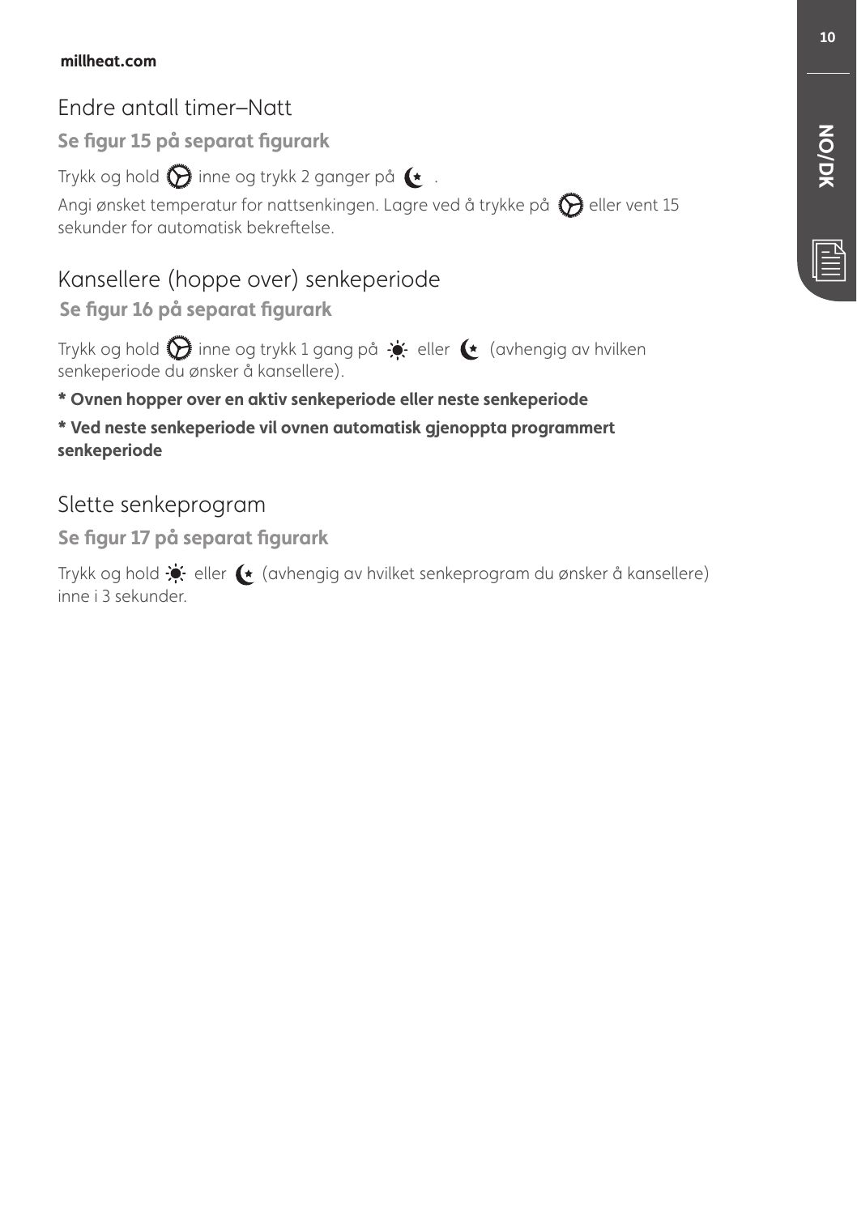## Endre antall timer–Natt

**Se figur 15 på separat figurark**

Trykk og hold ⚙ inne og trykk 2 ganger på ☾.

Angi ønsket temperatur for nattsenkingen. Lagre ved å trykke på ⚙ eller vent 15 sekunder for automatisk bekreftelse.

## Kansellere (hoppe over) senkeperiode

**Se figur 16 på separat figurark**

Trykk og hold ⚙ inne og trykk 1 gang på ☀ eller ☾ (avhengig av hvilken senkeperiode du ønsker å kansellere).

**\* Ovnen hopper over en aktiv senkeperiode eller neste senkeperiode**

**\* Ved neste senkeperiode vil ovnen automatisk gjenoppta programmert senkeperiode**

## Slette senkeprogram

**Se figur 17 på separat figurark**

Trykk og hold ☀ eller ☾ (avhengig av hvilket senkeprogram du ønsker å kansellere) inne i 3 sekunder.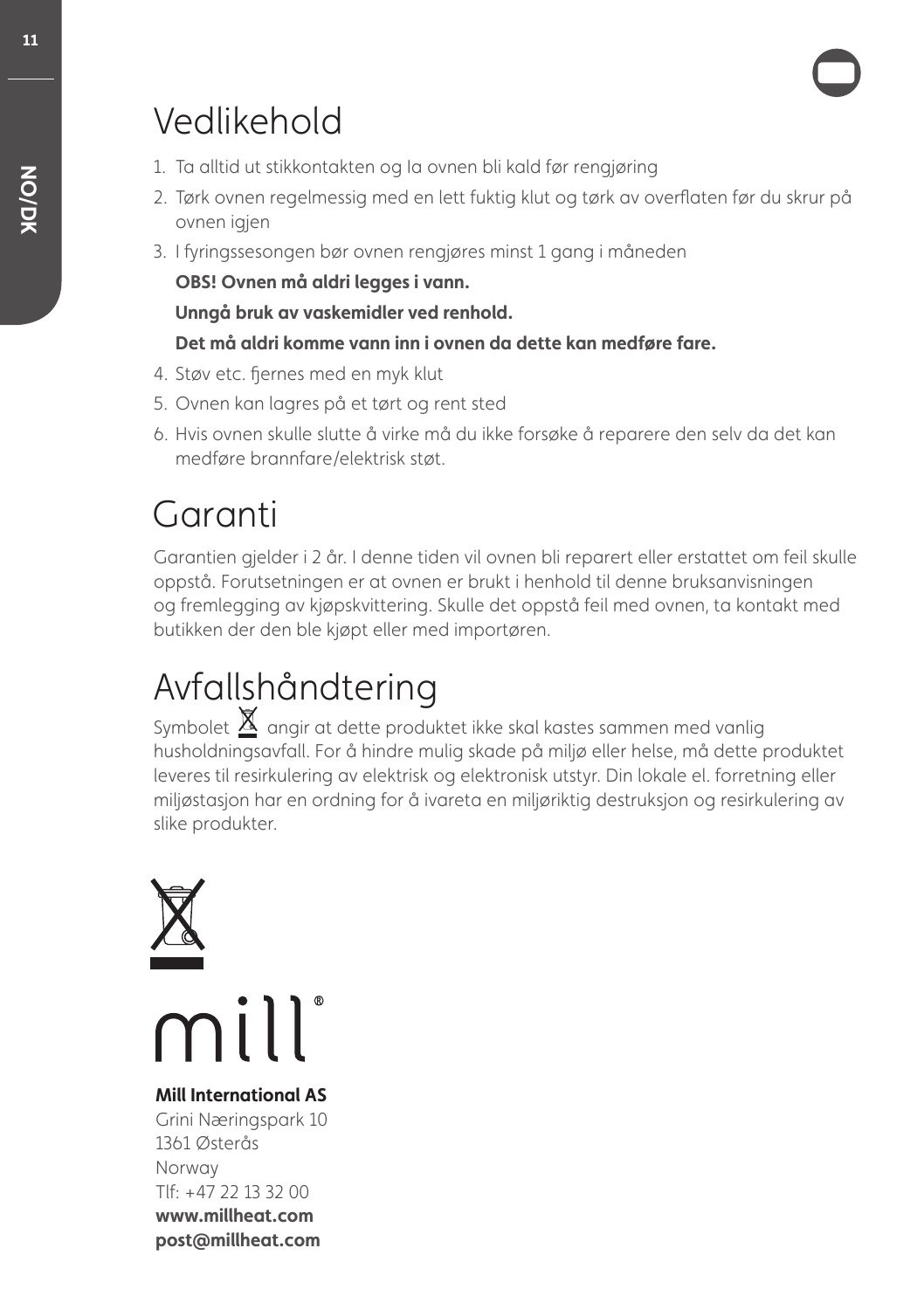# Vedlikehold

1. Ta alltid ut stikkontakten og la ovnen bli kald før rengjøring
2. Tørk ovnen regelmessig med en lett fuktig klut og tørk av overflaten før du skrur på ovnen igjen
3. I fyringssesongen bør ovnen rengjøres minst 1 gang i måneden

   **OBS! Ovnen må aldri legges i vann.**

   **Unngå bruk av vaskemidler ved renhold.**

   **Det må aldri komme vann inn i ovnen da dette kan medføre fare.**
4. Støv etc. fjernes med en myk klut
5. Ovnen kan lagres på et tørt og rent sted
6. Hvis ovnen skulle slutte å virke må du ikke forsøke å reparere den selv da det kan medføre brannfare/elektrisk støt.

# Garanti

Garantien gjelder i 2 år. I denne tiden vil ovnen bli reparert eller erstattet om feil skulle oppstå. Forutsetningen er at ovnen er brukt i henhold til denne bruksanvisningen og fremlegging av kjøpskvittering. Skulle det oppstå feil med ovnen, ta kontakt med butikken der den ble kjøpt eller med importøren.

# Avfallshåndtering

Symbolet angir at dette produktet ikke skal kastes sammen med vanlig husholdningsavfall. For å hindre mulig skade på miljø eller helse, må dette produktet leveres til resirkulering av elektrisk og elektronisk utstyr. Din lokale el. forretning eller miljøstasjon har en ordning for å ivareta en miljøriktig destruksjon og resirkulering av slike produkter.

mill®

**Mill International AS**
Grini Næringspark 10
1361 Østerås
Norway
Tlf: +47 22 13 32 00
**www.millheat.com**
**post@millheat.com**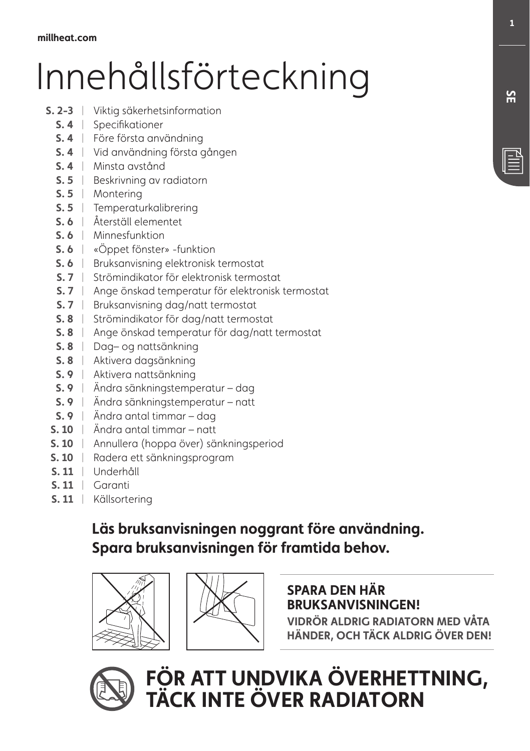millheat.com

# Innehållsförteckning

- **S. 2–3** | Viktig säkerhetsinformation
- **S. 4** | Specifikationer
- **S. 4** | Före första användning
- **S. 4** | Vid användning första gången
- **S. 4** | Minsta avstånd
- **S. 5** | Beskrivning av radiatorn
- **S. 5** | Montering
- **S. 5** | Temperaturkalibrering
- **S. 6** | Återställ elementet
- **S. 6** | Minnesfunktion
- **S. 6** | «Öppet fönster» -funktion
- **S. 6** | Bruksanvisning elektronisk termostat
- **S. 7** | Strömindikator för elektronisk termostat
- **S. 7** | Ange önskad temperatur för elektronisk termostat
- **S. 7** | Bruksanvisning dag/natt termostat
- **S. 8** | Strömindikator för dag/natt termostat
- **S. 8** | Ange önskad temperatur för dag/natt termostat
- **S. 8** | Dag– og nattsänkning
- **S. 8** | Aktivera dagsänkning
- **S. 9** | Aktivera nattsänkning
- **S. 9** | Ändra sänkningstemperatur – dag
- **S. 9** | Ändra sänkningstemperatur – natt
- **S. 9** | Ändra antal timmar – dag
- **S. 10** | Ändra antal timmar – natt
- **S. 10** | Annullera (hoppa över) sänkningsperiod
- **S. 10** | Radera ett sänkningsprogram
- **S. 11** | Underhåll
- **S. 11** | Garanti
- **S. 11** | Källsortering

**Läs bruksanvisningen noggrant före användning.**
**Spara bruksanvisningen för framtida behov.**

**SPARA DEN HÄR BRUKSANVISNINGEN!**

**VIDRÖR ALDRIG RADIATORN MED VÅTA HÄNDER, OCH TÄCK ALDRIG ÖVER DEN!**

**FÖR ATT UNDVIKA ÖVERHETTNING, TÄCK INTE ÖVER RADIATORN**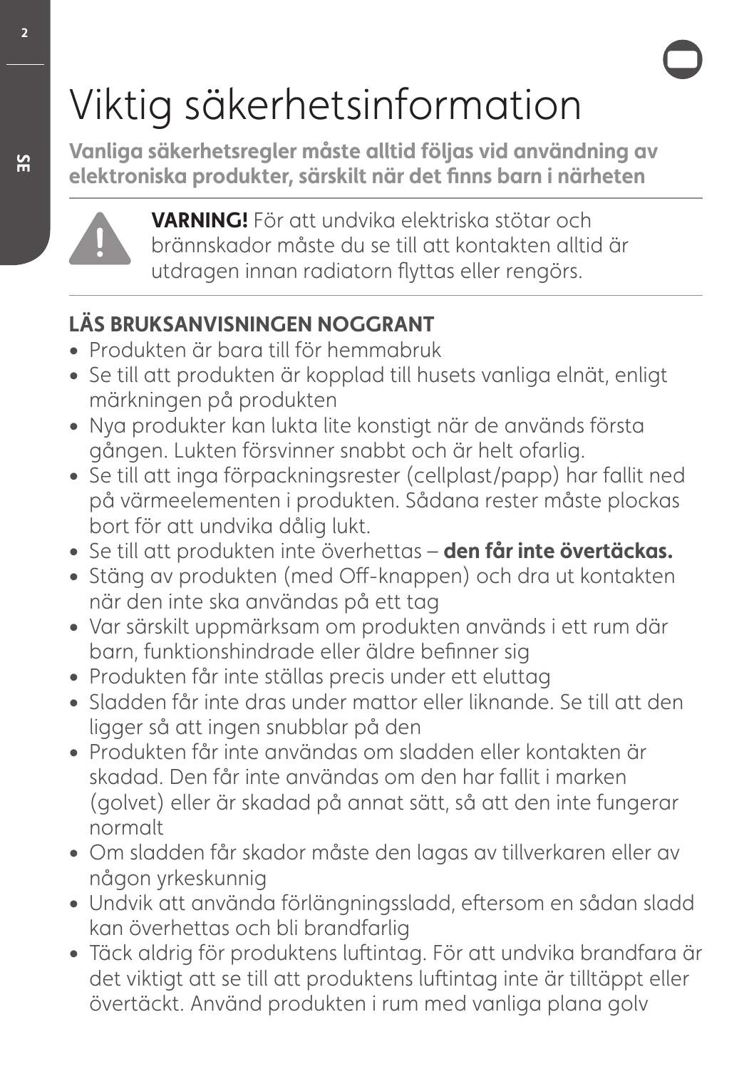# Viktig säkerhetsinformation

**Vanliga säkerhetsregler måste alltid följas vid användning av elektroniska produkter, särskilt när det finns barn i närheten**

**VARNING!** För att undvika elektriska stötar och brännskador måste du se till att kontakten alltid är utdragen innan radiatorn flyttas eller rengörs.

**LÄS BRUKSANVISNINGEN NOGGRANT**

- Produkten är bara till för hemmabruk
- Se till att produkten är kopplad till husets vanliga elnät, enligt märkningen på produkten
- Nya produkter kan lukta lite konstigt när de används första gången. Lukten försvinner snabbt och är helt ofarlig.
- Se till att inga förpackningsrester (cellplast/papp) har fallit ned på värmeelementen i produkten. Sådana rester måste plockas bort för att undvika dålig lukt.
- Se till att produkten inte överhettas – **den får inte övertäckas.**
- Stäng av produkten (med Off-knappen) och dra ut kontakten när den inte ska användas på ett tag
- Var särskilt uppmärksam om produkten används i ett rum där barn, funktionshindrade eller äldre befinner sig
- Produkten får inte ställas precis under ett eluttag
- Sladden får inte dras under mattor eller liknande. Se till att den ligger så att ingen snubblar på den
- Produkten får inte användas om sladden eller kontakten är skadad. Den får inte användas om den har fallit i marken (golvet) eller är skadad på annat sätt, så att den inte fungerar normalt
- Om sladden får skador måste den lagas av tillverkaren eller av någon yrkeskunnig
- Undvik att använda förlängningssladd, eftersom en sådan sladd kan överhettas och bli brandfarlig
- Täck aldrig för produktens luftintag. För att undvika brandfara är det viktigt att se till att produktens luftintag inte är tilltäppt eller övertäckt. Använd produkten i rum med vanliga plana golv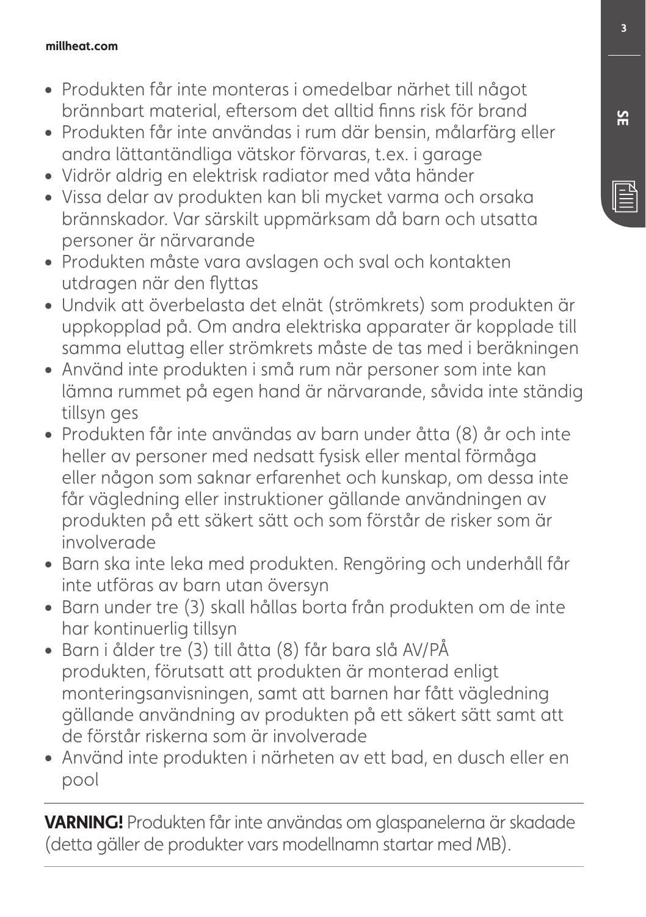- Produkten får inte monteras i omedelbar närhet till något brännbart material, eftersom det alltid finns risk för brand
- Produkten får inte användas i rum där bensin, målarfärg eller andra lättantändliga vätskor förvaras, t.ex. i garage
- Vidrör aldrig en elektrisk radiator med våta händer
- Vissa delar av produkten kan bli mycket varma och orsaka brännskador. Var särskilt uppmärksam då barn och utsatta personer är närvarande
- Produkten måste vara avslagen och sval och kontakten utdragen när den flyttas
- Undvik att överbelasta det elnät (strömkrets) som produkten är uppkopplad på. Om andra elektriska apparater är kopplade till samma eluttag eller strömkrets måste de tas med i beräkningen
- Använd inte produkten i små rum när personer som inte kan lämna rummet på egen hand är närvarande, såvida inte ständig tillsyn ges
- Produkten får inte användas av barn under åtta (8) år och inte heller av personer med nedsatt fysisk eller mental förmåga eller någon som saknar erfarenhet och kunskap, om dessa inte får vägledning eller instruktioner gällande användningen av produkten på ett säkert sätt och som förstår de risker som är involverade
- Barn ska inte leka med produkten. Rengöring och underhåll får inte utföras av barn utan översyn
- Barn under tre (3) skall hållas borta från produkten om de inte har kontinuerlig tillsyn
- Barn i ålder tre (3) till åtta (8) får bara slå AV/PÅ produkten, förutsatt att produkten är monterad enligt monteringsanvisningen, samt att barnen har fått vägledning gällande användning av produkten på ett säkert sätt samt att de förstår riskerna som är involverade
- Använd inte produkten i närheten av ett bad, en dusch eller en pool

---

**VARNING!** Produkten får inte användas om glaspanelerna är skadade (detta gäller de produkter vars modellnamn startar med MB).

---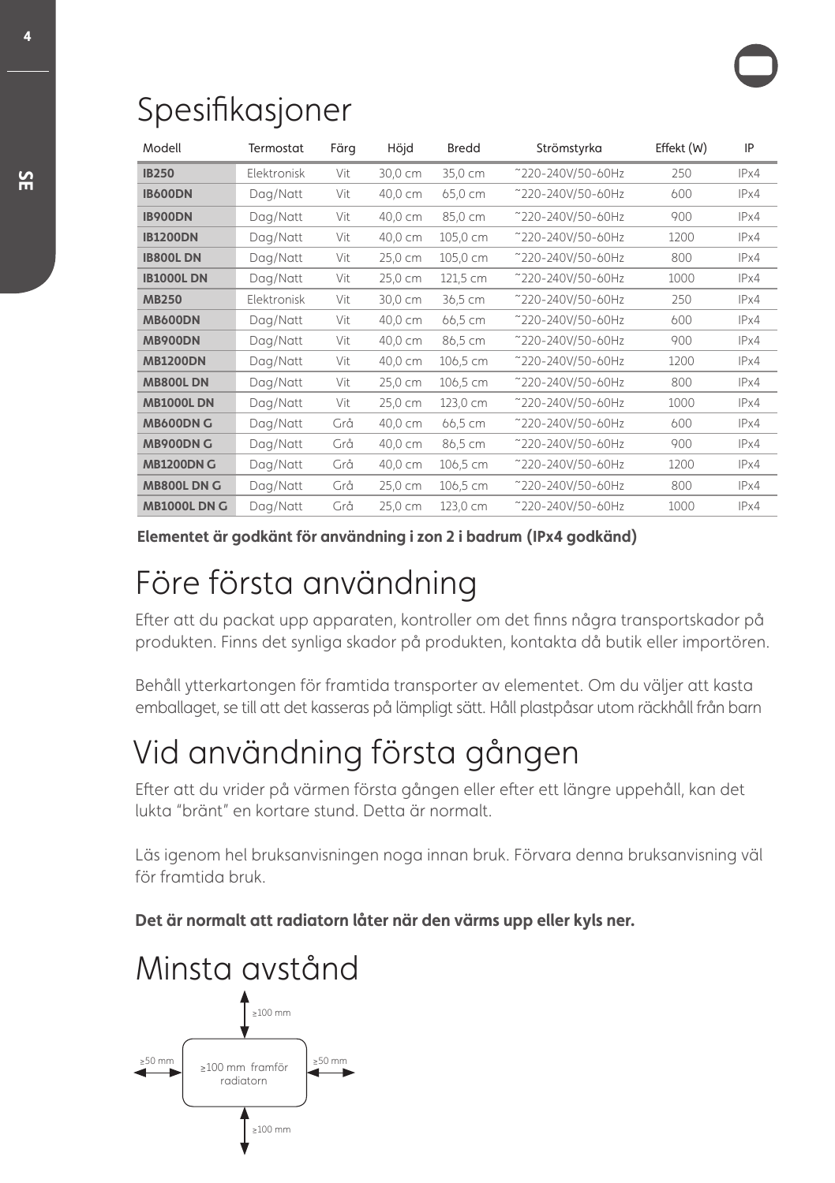# Spesifikasjoner

| Modell | Termostat | Färg | Höjd | Bredd | Strömstyrka | Effekt (W) | IP |
|---|---|---|---|---|---|---|---|
| **IB250** | Elektronisk | Vit | 30,0 cm | 35,0 cm | ~220-240V/50-60Hz | 250 | IPx4 |
| **IB600DN** | Dag/Natt | Vit | 40,0 cm | 65,0 cm | ~220-240V/50-60Hz | 600 | IPx4 |
| **IB900DN** | Dag/Natt | Vit | 40,0 cm | 85,0 cm | ~220-240V/50-60Hz | 900 | IPx4 |
| **IB1200DN** | Dag/Natt | Vit | 40,0 cm | 105,0 cm | ~220-240V/50-60Hz | 1200 | IPx4 |
| **IB800L DN** | Dag/Natt | Vit | 25,0 cm | 105,0 cm | ~220-240V/50-60Hz | 800 | IPx4 |
| **IB1000L DN** | Dag/Natt | Vit | 25,0 cm | 121,5 cm | ~220-240V/50-60Hz | 1000 | IPx4 |
| **MB250** | Elektronisk | Vit | 30,0 cm | 36,5 cm | ~220-240V/50-60Hz | 250 | IPx4 |
| **MB600DN** | Dag/Natt | Vit | 40,0 cm | 66,5 cm | ~220-240V/50-60Hz | 600 | IPx4 |
| **MB900DN** | Dag/Natt | Vit | 40,0 cm | 86,5 cm | ~220-240V/50-60Hz | 900 | IPx4 |
| **MB1200DN** | Dag/Natt | Vit | 40,0 cm | 106,5 cm | ~220-240V/50-60Hz | 1200 | IPx4 |
| **MB800L DN** | Dag/Natt | Vit | 25,0 cm | 106,5 cm | ~220-240V/50-60Hz | 800 | IPx4 |
| **MB1000L DN** | Dag/Natt | Vit | 25,0 cm | 123,0 cm | ~220-240V/50-60Hz | 1000 | IPx4 |
| **MB600DN G** | Dag/Natt | Grå | 40,0 cm | 66,5 cm | ~220-240V/50-60Hz | 600 | IPx4 |
| **MB900DN G** | Dag/Natt | Grå | 40,0 cm | 86,5 cm | ~220-240V/50-60Hz | 900 | IPx4 |
| **MB1200DN G** | Dag/Natt | Grå | 40,0 cm | 106,5 cm | ~220-240V/50-60Hz | 1200 | IPx4 |
| **MB800L DN G** | Dag/Natt | Grå | 25,0 cm | 106,5 cm | ~220-240V/50-60Hz | 800 | IPx4 |
| **MB1000L DN G** | Dag/Natt | Grå | 25,0 cm | 123,0 cm | ~220-240V/50-60Hz | 1000 | IPx4 |

**Elementet är godkänt för användning i zon 2 i badrum (IPx4 godkänd)**

# Före första användning

Efter att du packat upp apparaten, kontroller om det finns några transportskador på produkten. Finns det synliga skador på produkten, kontakta då butik eller importören.

Behåll ytterkartongen för framtida transporter av elementet. Om du väljer att kasta emballaget, se till att det kasseras på lämpligt sätt. Håll plastpåsar utom räckhåll från barn

# Vid användning första gången

Efter att du vrider på värmen första gången eller efter ett längre uppehåll, kan det lukta "bränt" en kortare stund. Detta är normalt.

Läs igenom hel bruksanvisningen noga innan bruk. Förvara denna bruksanvisning väl för framtida bruk.

**Det är normalt att radiatorn låter när den värms upp eller kyls ner.**

# Minsta avstånd

≥100 mm

≥50 mm | ≥100 mm framför radiatorn | ≥50 mm

≥100 mm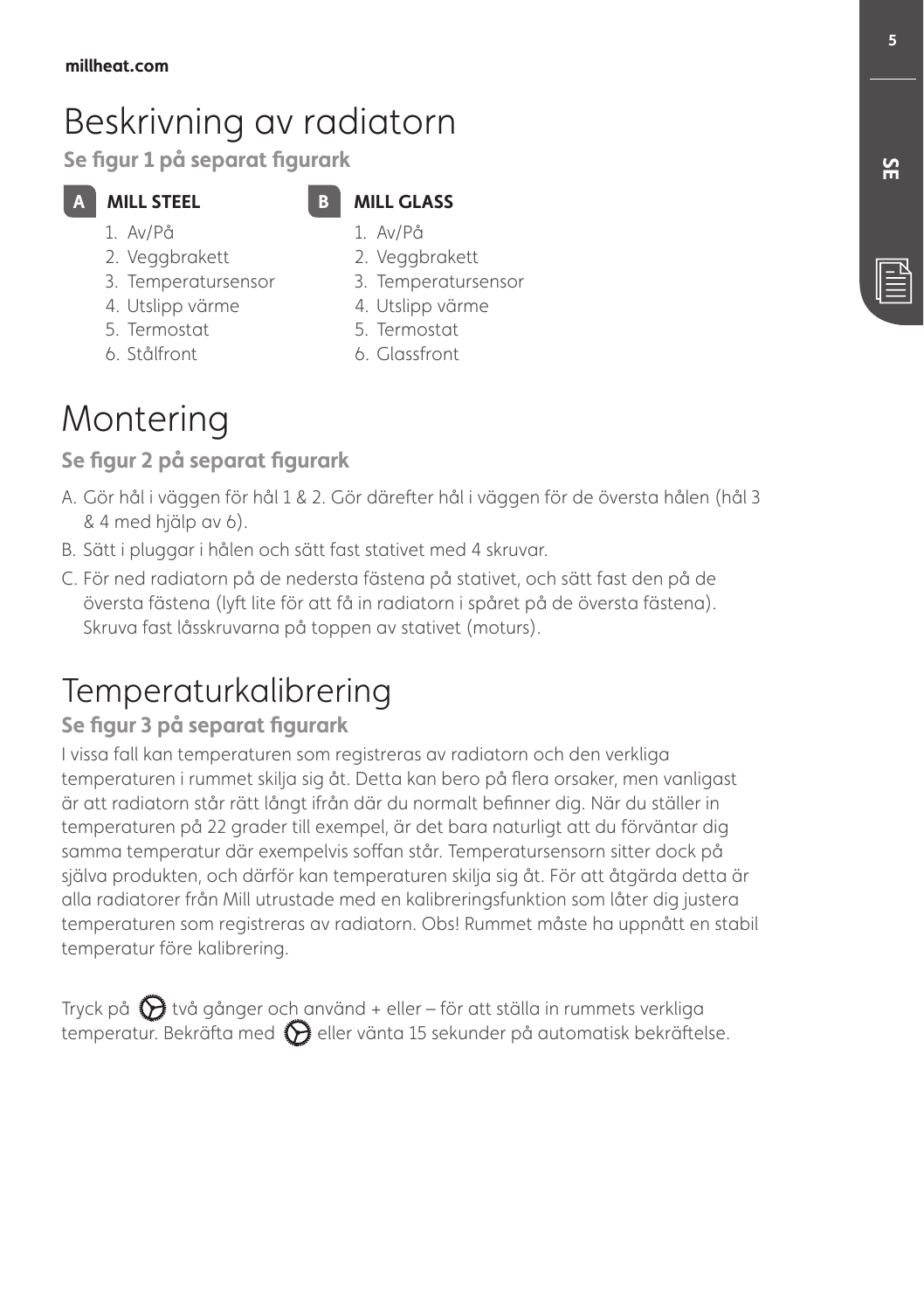# Beskrivning av radiatorn

**Se figur 1 på separat figurark**

**A MILL STEEL**

1. Av/På
2. Veggbrakett
3. Temperatursensor
4. Utslipp värme
5. Termostat
6. Stålfront

**B MILL GLASS**

1. Av/På
2. Veggbrakett
3. Temperatursensor
4. Utslipp värme
5. Termostat
6. Glassfront

# Montering

**Se figur 2 på separat figurark**

A. Gör hål i väggen för hål 1 & 2. Gör därefter hål i väggen för de översta hålen (hål 3 & 4 med hjälp av 6).

B. Sätt i pluggar i hålen och sätt fast stativet med 4 skruvar.

C. För ned radiatorn på de nedersta fästena på stativet, och sätt fast den på de översta fästena (lyft lite för att få in radiatorn i spåret på de översta fästena). Skruva fast låsskruvarna på toppen av stativet (moturs).

# Temperaturkalibrering

**Se figur 3 på separat figurark**

I vissa fall kan temperaturen som registreras av radiatorn och den verkliga temperaturen i rummet skilja sig åt. Detta kan bero på flera orsaker, men vanligast är att radiatorn står rätt långt ifrån där du normalt befinner dig. När du ställer in temperaturen på 22 grader till exempel, är det bara naturligt att du förväntar dig samma temperatur där exempelvis soffan står. Temperatursensorn sitter dock på själva produkten, och därför kan temperaturen skilja sig åt. För att åtgärda detta är alla radiatorer från Mill utrustade med en kalibreringsfunktion som låter dig justera temperaturen som registreras av radiatorn. Obs! Rummet måste ha uppnått en stabil temperatur före kalibrering.

Tryck på ⚙ två gånger och använd + eller – för att ställa in rummets verkliga temperatur. Bekräfta med ⚙ eller vänta 15 sekunder på automatisk bekräftelse.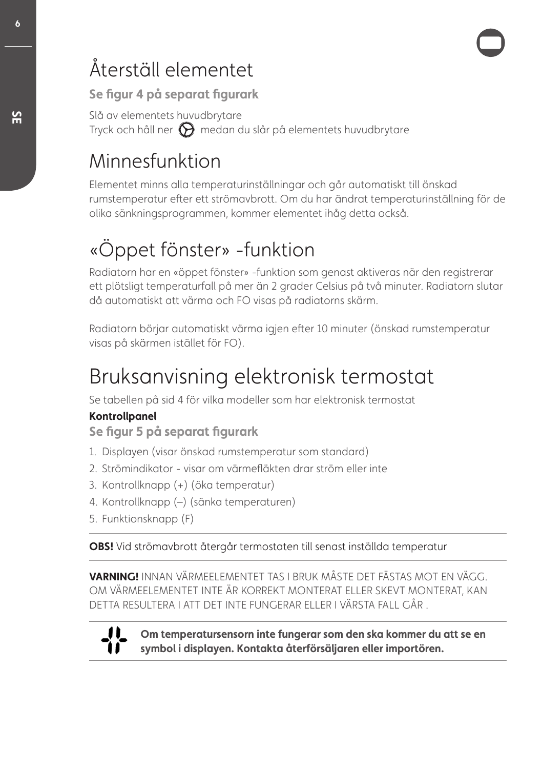# Återställ elementet

**Se figur 4 på separat figurark**

Slå av elementets huvudbrytare
Tryck och håll ner medan du slår på elementets huvudbrytare

# Minnesfunktion

Elementet minns alla temperaturinställningar och går automatiskt till önskad rumstemperatur efter ett strömavbrott. Om du har ändrat temperaturinställning för de olika sänkningsprogrammen, kommer elementet ihåg detta också.

# «Öppet fönster» -funktion

Radiatorn har en «öppet fönster» -funktion som genast aktiveras när den registrerar ett plötsligt temperaturfall på mer än 2 grader Celsius på två minuter. Radiatorn slutar då automatiskt att värma och FO visas på radiatorns skärm.

Radiatorn börjar automatiskt värma igjen efter 10 minuter (önskad rumstemperatur visas på skärmen istället för FO).

# Bruksanvisning elektronisk termostat

Se tabellen på sid 4 för vilka modeller som har elektronisk termostat

**Kontrollpanel**

**Se figur 5 på separat figurark**

1. Displayen (visar önskad rumstemperatur som standard)
2. Strömindikator - visar om värmefläkten drar ström eller inte
3. Kontrollknapp (+) (öka temperatur)
4. Kontrollknapp (–) (sänka temperaturen)
5. Funktionsknapp (F)

---

**OBS!** Vid strömavbrott återgår termostaten till senast inställda temperatur

---

**VARNING!** INNAN VÄRMEELEMENTET TAS I BRUK MÅSTE DET FÄSTAS MOT EN VÄGG. OM VÄRMEELEMENTET INTE ÄR KORREKT MONTERAT ELLER SKEVT MONTERAT, KAN DETTA RESULTERA I ATT DET INTE FUNGERAR ELLER I VÄRSTA FALL GÅR .

---

**Om temperatursensorn inte fungerar som den ska kommer du att se en symbol i displayen. Kontakta återförsäljaren eller importören.**

---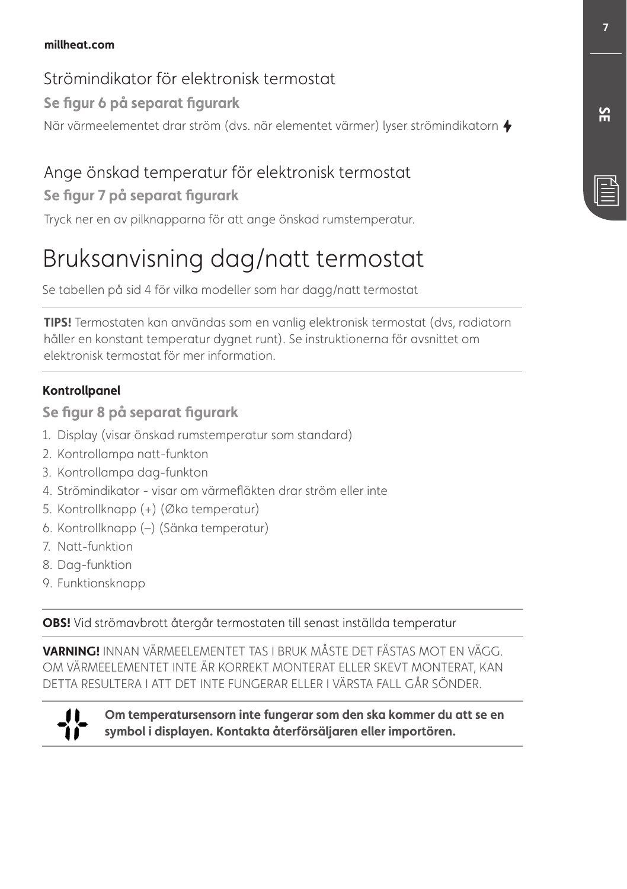## Strömindikator för elektronisk termostat

**Se figur 6 på separat figurark**

När värmeelementet drar ström (dvs. när elementet värmer) lyser strömindikatorn ⚡

## Ange önskad temperatur för elektronisk termostat

**Se figur 7 på separat figurark**

Tryck ner en av pilknapparna för att ange önskad rumstemperatur.

# Bruksanvisning dag/natt termostat

Se tabellen på sid 4 för vilka modeller som har dagg/natt termostat

**TIPS!** Termostaten kan användas som en vanlig elektronisk termostat (dvs, radiatorn håller en konstant temperatur dygnet runt). Se instruktionerna för avsnittet om elektronisk termostat för mer information.

**Kontrollpanel**

**Se figur 8 på separat figurark**

1. Display (visar önskad rumstemperatur som standard)
2. Kontrollampa natt-funkton
3. Kontrollampa dag-funkton
4. Strömindikator - visar om värmefläkten drar ström eller inte
5. Kontrollknapp (+) (Øka temperatur)
6. Kontrollknapp (–) (Sänka temperatur)
7. Natt-funktion
8. Dag-funktion
9. Funktionsknapp

**OBS!** Vid strömavbrott återgår termostaten till senast inställda temperatur

**VARNING!** INNAN VÄRMEELEMENTET TAS I BRUK MÅSTE DET FÄSTAS MOT EN VÄGG. OM VÄRMEELEMENTET INTE ÄR KORREKT MONTERAT ELLER SKEVT MONTERAT, KAN DETTA RESULTERA I ATT DET INTE FUNGERAR ELLER I VÄRSTA FALL GÅR SÖNDER.

**Om temperatursensorn inte fungerar som den ska kommer du att se en symbol i displayen. Kontakta återförsäljaren eller importören.**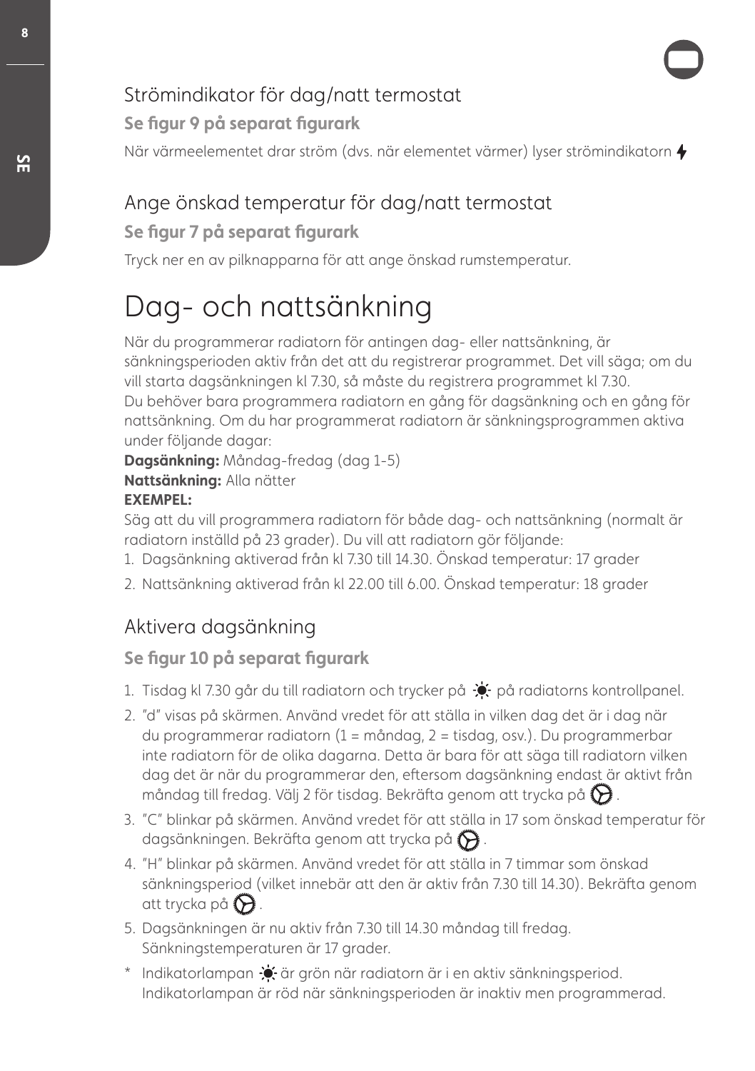## Strömindikator för dag/natt termostat

**Se figur 9 på separat figurark**

När värmeelementet drar ström (dvs. när elementet värmer) lyser strömindikatorn ⚡

## Ange önskad temperatur för dag/natt termostat

**Se figur 7 på separat figurark**

Tryck ner en av pilknapparna för att ange önskad rumstemperatur.

# Dag- och nattsänkning

När du programmerar radiatorn för antingen dag- eller nattsänkning, är sänkningsperioden aktiv från det att du registrerar programmet. Det vill säga; om du vill starta dagsänkningen kl 7.30, så måste du registrera programmet kl 7.30.
Du behöver bara programmera radiatorn en gång för dagsänkning och en gång för nattsänkning. Om du har programmerat radiatorn är sänkningsprogrammen aktiva under följande dagar:
**Dagsänkning:** Måndag-fredag (dag 1-5)
**Nattsänkning:** Alla nätter
**EXEMPEL:**
Säg att du vill programmera radiatorn för både dag- och nattsänkning (normalt är radiatorn inställd på 23 grader). Du vill att radiatorn gör följande:

1. Dagsänkning aktiverad från kl 7.30 till 14.30. Önskad temperatur: 17 grader
2. Nattsänkning aktiverad från kl 22.00 till 6.00. Önskad temperatur: 18 grader

## Aktivera dagsänkning

**Se figur 10 på separat figurark**

1. Tisdag kl 7.30 går du till radiatorn och trycker på ☀ på radiatorns kontrollpanel.
2. "d" visas på skärmen. Använd vredet för att ställa in vilken dag det är i dag när du programmerar radiatorn (1 = måndag, 2 = tisdag, osv.). Du programmerbar inte radiatorn för de olika dagarna. Detta är bara för att säga till radiatorn vilken dag det är när du programmerar den, eftersom dagsänkning endast är aktivt från måndag till fredag. Välj 2 för tisdag. Bekräfta genom att trycka på ⚙.
3. "C" blinkar på skärmen. Använd vredet för att ställa in 17 som önskad temperatur för dagsänkningen. Bekräfta genom att trycka på ⚙.
4. "H" blinkar på skärmen. Använd vredet för att ställa in 7 timmar som önskad sänkningsperiod (vilket innebär att den är aktiv från 7.30 till 14.30). Bekräfta genom att trycka på ⚙.
5. Dagsänkningen är nu aktiv från 7.30 till 14.30 måndag till fredag. Sänkningstemperaturen är 17 grader.

\* Indikatorlampan ☀ är grön när radiatorn är i en aktiv sänkningsperiod. Indikatorlampan är röd när sänkningsperioden är inaktiv men programmerad.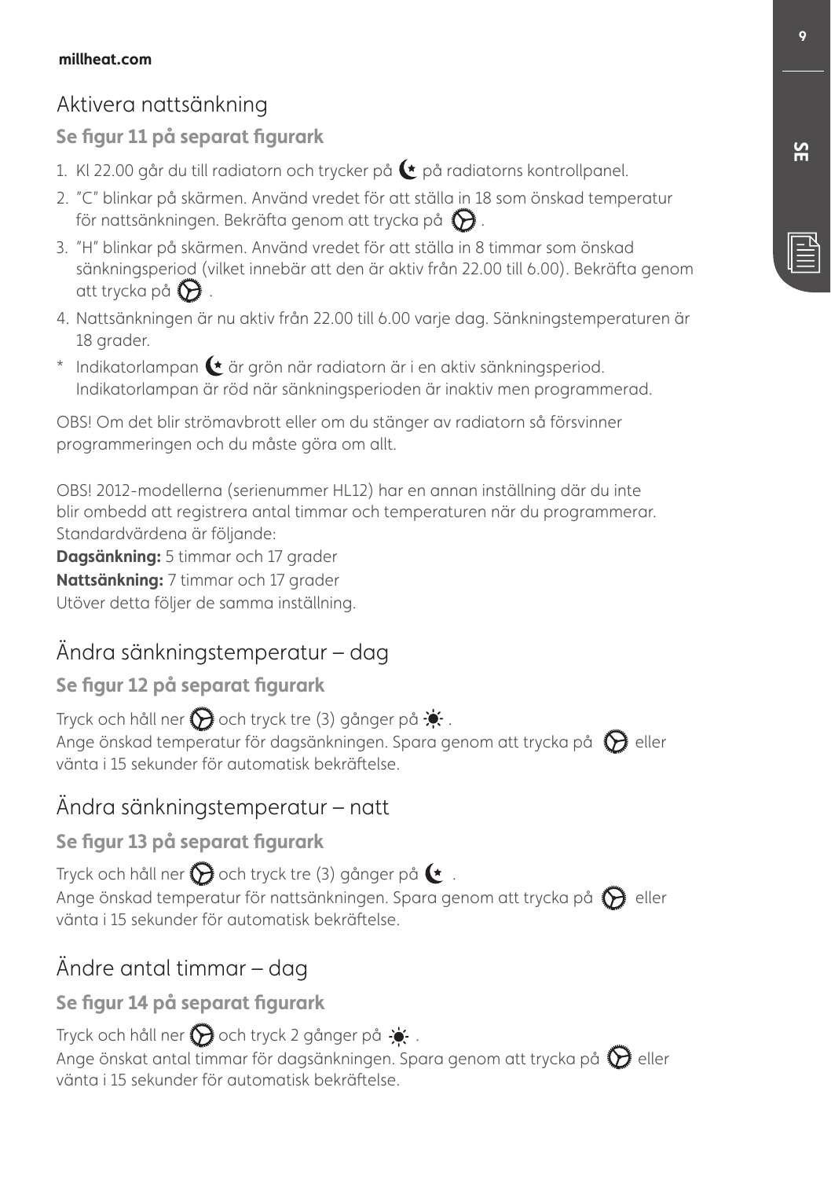## Aktivera nattsänkning

### Se figur 11 på separat figurark

1. Kl 22.00 går du till radiatorn och trycker på ☾ på radiatorns kontrollpanel.
2. "C" blinkar på skärmen. Använd vredet för att ställa in 18 som önskad temperatur för nattsänkningen. Bekräfta genom att trycka på ⚙.
3. "H" blinkar på skärmen. Använd vredet för att ställa in 8 timmar som önskad sänkningsperiod (vilket innebär att den är aktiv från 22.00 till 6.00). Bekräfta genom att trycka på ⚙.
4. Nattsänkningen är nu aktiv från 22.00 till 6.00 varje dag. Sänkningstemperaturen är 18 grader.

\* Indikatorlampan ☾ är grön när radiatorn är i en aktiv sänkningsperiod. Indikatorlampan är röd när sänkningsperioden är inaktiv men programmerad.

OBS! Om det blir strömavbrott eller om du stänger av radiatorn så försvinner programmeringen och du måste göra om allt.

OBS! 2012-modellerna (serienummer HL12) har en annan inställning där du inte blir ombedd att registrera antal timmar och temperaturen när du programmerar. Standardvärdena är följande:
**Dagsänkning:** 5 timmar och 17 grader
**Nattsänkning:** 7 timmar och 17 grader
Utöver detta följer de samma inställning.

## Ändra sänkningstemperatur – dag

### Se figur 12 på separat figurark

Tryck och håll ner ⚙ och tryck tre (3) gånger på ☀.
Ange önskad temperatur för dagsänkningen. Spara genom att trycka på ⚙ eller vänta i 15 sekunder för automatisk bekräftelse.

## Ändra sänkningstemperatur – natt

### Se figur 13 på separat figurark

Tryck och håll ner ⚙ och tryck tre (3) gånger på ☾.
Ange önskad temperatur för nattsänkningen. Spara genom att trycka på ⚙ eller vänta i 15 sekunder för automatisk bekräftelse.

## Ändre antal timmar – dag

### Se figur 14 på separat figurark

Tryck och håll ner ⚙ och tryck 2 gånger på ☀.
Ange önskat antal timmar för dagsänkningen. Spara genom att trycka på ⚙ eller vänta i 15 sekunder för automatisk bekräftelse.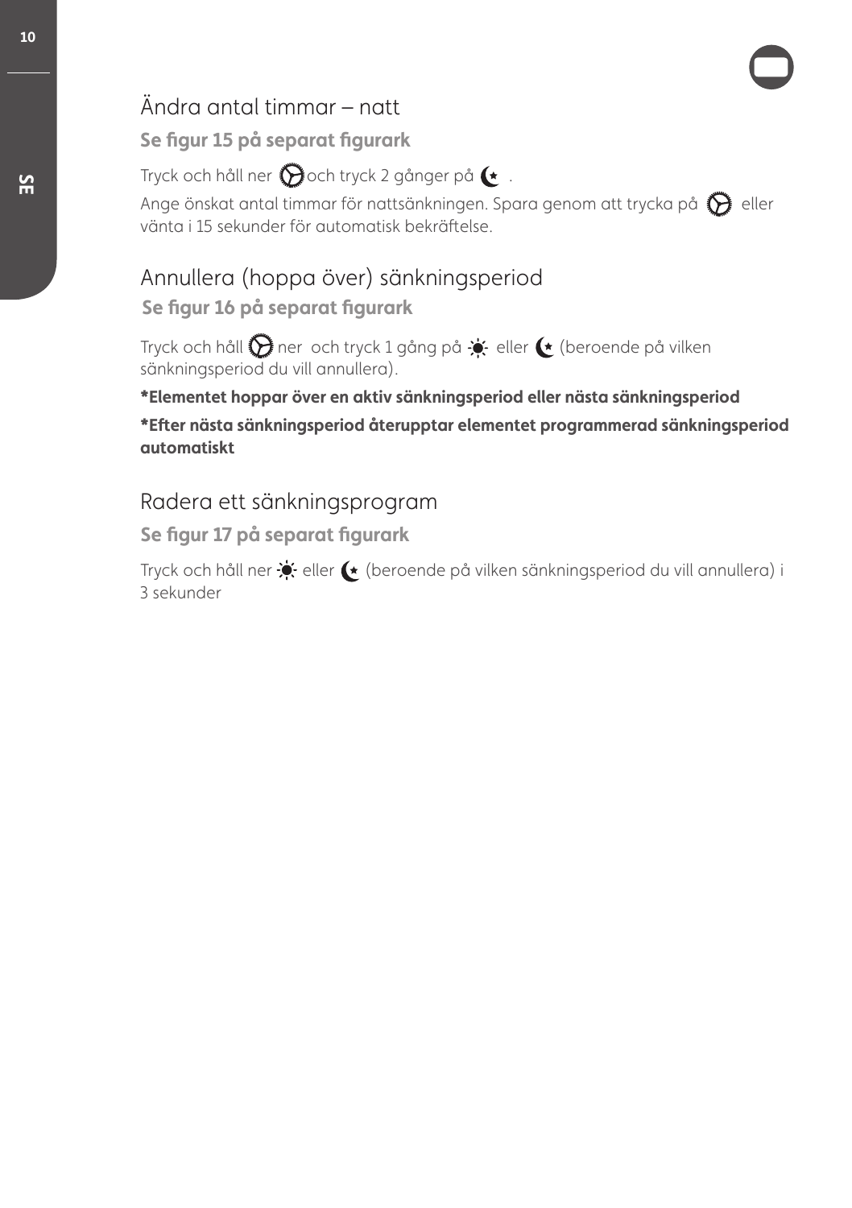## Ändra antal timmar – natt

**Se figur 15 på separat figurark**

Tryck och håll ner och tryck 2 gånger på .

Ange önskat antal timmar för nattsänkningen. Spara genom att trycka på eller vänta i 15 sekunder för automatisk bekräftelse.

## Annullera (hoppa över) sänkningsperiod

**Se figur 16 på separat figurark**

Tryck och håll ner och tryck 1 gång på eller (beroende på vilken sänkningsperiod du vill annullera).

**\*Elementet hoppar över en aktiv sänkningsperiod eller nästa sänkningsperiod**

**\*Efter nästa sänkningsperiod återupptar elementet programmerad sänkningsperiod automatiskt**

## Radera ett sänkningsprogram

**Se figur 17 på separat figurark**

Tryck och håll ner eller (beroende på vilken sänkningsperiod du vill annullera) i 3 sekunder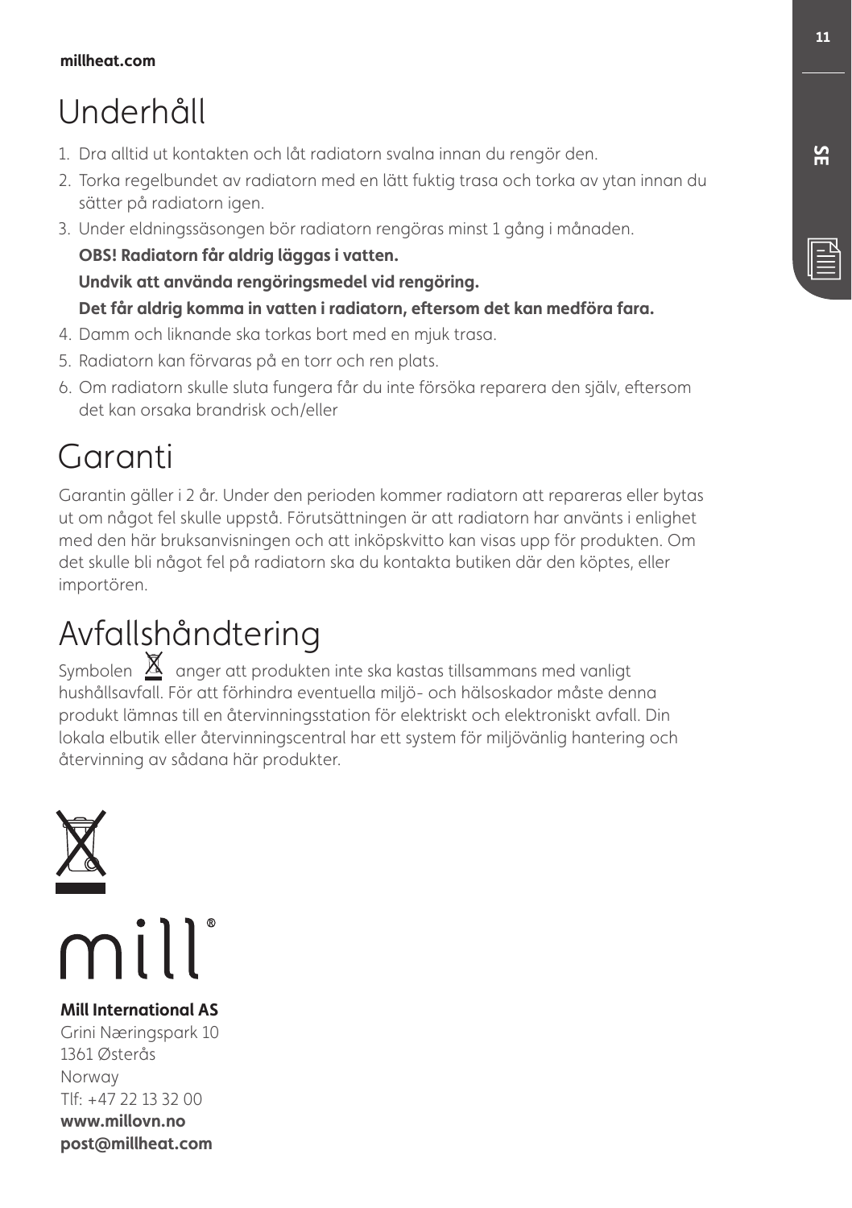# Underhåll

1. Dra alltid ut kontakten och låt radiatorn svalna innan du rengör den.
2. Torka regelbundet av radiatorn med en lätt fuktig trasa och torka av ytan innan du sätter på radiatorn igen.
3. Under eldningssäsongen bör radiatorn rengöras minst 1 gång i månaden.

   **OBS! Radiatorn får aldrig läggas i vatten.**

   **Undvik att använda rengöringsmedel vid rengöring.**

   **Det får aldrig komma in vatten i radiatorn, eftersom det kan medföra fara.**
4. Damm och liknande ska torkas bort med en mjuk trasa.
5. Radiatorn kan förvaras på en torr och ren plats.
6. Om radiatorn skulle sluta fungera får du inte försöka reparera den själv, eftersom det kan orsaka brandrisk och/eller

# Garanti

Garantin gäller i 2 år. Under den perioden kommer radiatorn att repareras eller bytas ut om något fel skulle uppstå. Förutsättningen är att radiatorn har använts i enlighet med den här bruksanvisningen och att inköpskvitto kan visas upp för produkten. Om det skulle bli något fel på radiatorn ska du kontakta butiken där den köptes, eller importören.

# Avfallshåndtering

Symbolen anger att produkten inte ska kastas tillsammans med vanligt hushållsavfall. För att förhindra eventuella miljö- och hälsoskador måste denna produkt lämnas till en återvinningsstation för elektriskt och elektroniskt avfall. Din lokala elbutik eller återvinningscentral har ett system för miljövänlig hantering och återvinning av sådana här produkter.

mill®

**Mill International AS**
Grini Næringspark 10
1361 Østerås
Norway
Tlf: +47 22 13 32 00
**www.millovn.no**
**post@millheat.com**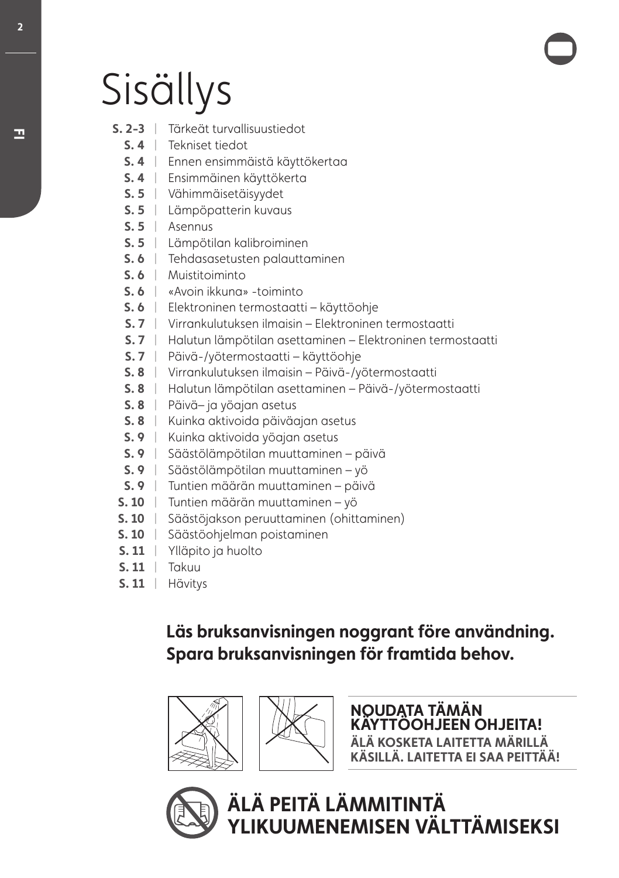# Sisällys

- **S. 2-3** | Tärkeät turvallisuustiedot
- **S. 4** | Tekniset tiedot
- **S. 4** | Ennen ensimmäistä käyttökertaa
- **S. 4** | Ensimmäinen käyttökerta
- **S. 5** | Vähimmäisetäisyydet
- **S. 5** | Lämpöpatterin kuvaus
- **S. 5** | Asennus
- **S. 5** | Lämpötilan kalibroiminen
- **S. 6** | Tehdasasetusten palauttaminen
- **S. 6** | Muistitoiminto
- **S. 6** | «Avoin ikkuna» -toiminto
- **S. 6** | Elektroninen termostaatti – käyttöohje
- **S. 7** | Virrankulutuksen ilmaisin – Elektroninen termostaatti
- **S. 7** | Halutun lämpötilan asettaminen – Elektroninen termostaatti
- **S. 7** | Päivä-/yötermostaatti – käyttöohje
- **S. 8** | Virrankulutuksen ilmaisin – Päivä-/yötermostaatti
- **S. 8** | Halutun lämpötilan asettaminen – Päivä-/yötermostaatti
- **S. 8** | Päivä– ja yöajan asetus
- **S. 8** | Kuinka aktivoida päiväajan asetus
- **S. 9** | Kuinka aktivoida yöajan asetus
- **S. 9** | Säästölämpötilan muuttaminen – päivä
- **S. 9** | Säästölämpötilan muuttaminen – yö
- **S. 9** | Tuntien määrän muuttaminen – päivä
- **S. 10** | Tuntien määrän muuttaminen – yö
- **S. 10** | Säästöjakson peruuttaminen (ohittaminen)
- **S. 10** | Säästöohjelman poistaminen
- **S. 11** | Ylläpito ja huolto
- **S. 11** | Takuu
- **S. 11** | Hävitys

**Läs bruksanvisningen noggrant före användning.**
**Spara bruksanvisningen för framtida behov.**

**NOUDATA TÄMÄN KÄYTTÖOHJEEN OHJEITA!**
**ÄLÄ KOSKETA LAITETTA MÄRILLÄ KÄSILLÄ. LAITETTA EI SAA PEITTÄÄ!**

**ÄLÄ PEITÄ LÄMMITINTÄ YLIKUUMENEMISEN VÄLTTÄMISEKSI**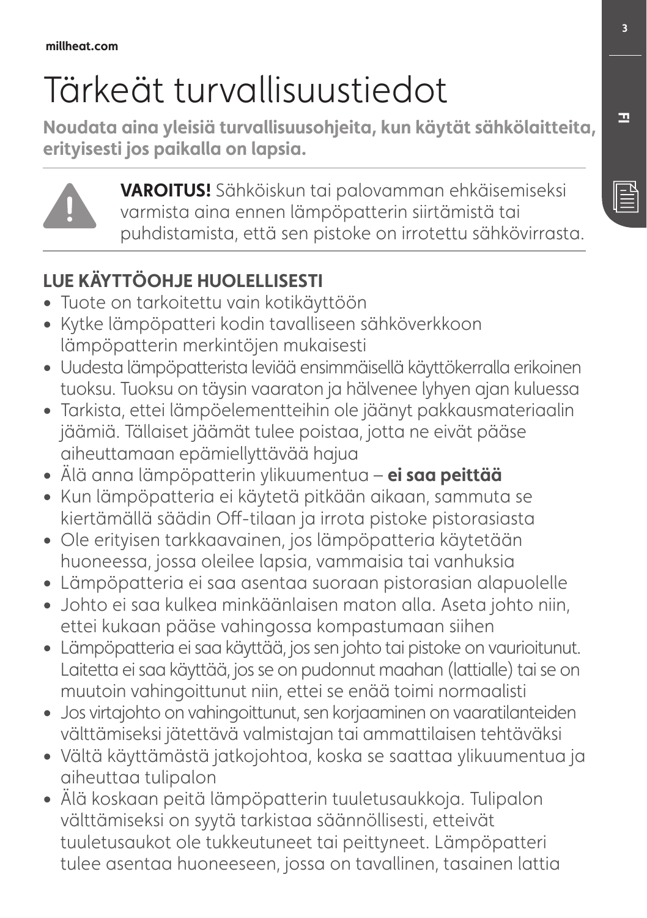# Tärkeät turvallisuustiedot

**Noudata aina yleisiä turvallisuusohjeita, kun käytät sähkölaitteita, erityisesti jos paikalla on lapsia.**

**VAROITUS!** Sähköiskun tai palovamman ehkäisemiseksi varmista aina ennen lämpöpatterin siirtämistä tai puhdistamista, että sen pistoke on irrotettu sähkövirrasta.

## LUE KÄYTTÖOHJE HUOLELLISESTI

- Tuote on tarkoitettu vain kotikäyttöön
- Kytke lämpöpatteri kodin tavalliseen sähköverkkoon lämpöpatterin merkintöjen mukaisesti
- Uudesta lämpöpatterista leviää ensimmäisellä käyttökerralla erikoinen tuoksu. Tuoksu on täysin vaaraton ja hälvenee lyhyen ajan kuluessa
- Tarkista, ettei lämpöelementteihin ole jäänyt pakkausmateriaalin jäämiä. Tällaiset jäämät tulee poistaa, jotta ne eivät pääse aiheuttamaan epämiellyttävää hajua
- Älä anna lämpöpatterin ylikuumentua – **ei saa peittää**
- Kun lämpöpatteria ei käytetä pitkään aikaan, sammuta se kiertämällä säädin Off-tilaan ja irrota pistoke pistorasiasta
- Ole erityisen tarkkaavainen, jos lämpöpatteria käytetään huoneessa, jossa oleilee lapsia, vammaisia tai vanhuksia
- Lämpöpatteria ei saa asentaa suoraan pistorasian alapuolelle
- Johto ei saa kulkea minkäänlaisen maton alla. Aseta johto niin, ettei kukaan pääse vahingossa kompastumaan siihen
- Lämpöpatteria ei saa käyttää, jos sen johto tai pistoke on vaurioitunut. Laitetta ei saa käyttää, jos se on pudonnut maahan (lattialle) tai se on muutoin vahingoittunut niin, ettei se enää toimi normaalisti
- Jos virtajohto on vahingoittunut, sen korjaaminen on vaaratilanteiden välttämiseksi jätettävä valmistajan tai ammattilaisen tehtäväksi
- Vältä käyttämästä jatkojohtoa, koska se saattaa ylikuumentua ja aiheuttaa tulipalon
- Älä koskaan peitä lämpöpatterin tuuletusaukkoja. Tulipalon välttämiseksi on syytä tarkistaa säännöllisesti, etteivät tuuletusaukot ole tukkeutuneet tai peittyneet. Lämpöpatteri tulee asentaa huoneeseen, jossa on tavallinen, tasainen lattia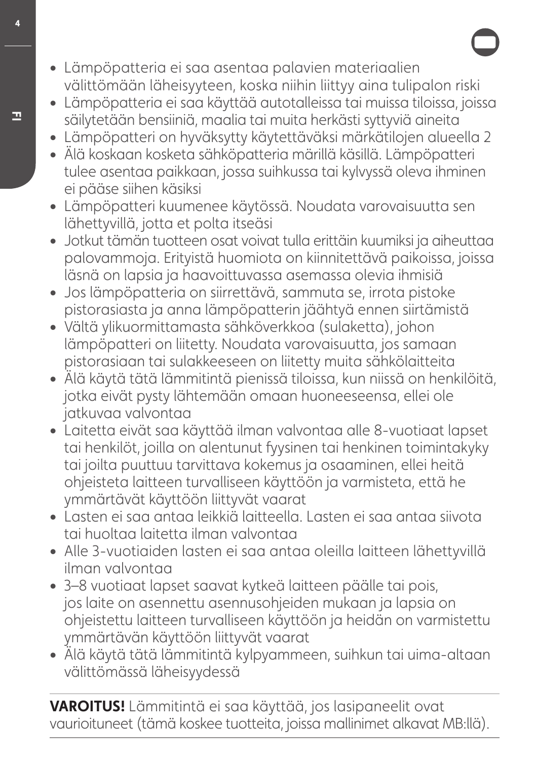- Lämpöpatteria ei saa asentaa palavien materiaalien välittömään läheisyyteen, koska niihin liittyy aina tulipalon riski
- Lämpöpatteria ei saa käyttää autotalleissa tai muissa tiloissa, joissa säilytetään bensiiniä, maalia tai muita herkästi syttyviä aineita
- Lämpöpatteri on hyväksytty käytettäväksi märkätilojen alueella 2
- Älä koskaan kosketa sähköpatteria märillä käsillä. Lämpöpatteri tulee asentaa paikkaan, jossa suihkussa tai kylvyssä oleva ihminen ei pääse siihen käsiksi
- Lämpöpatteri kuumenee käytössä. Noudata varovaisuutta sen lähettyvillä, jotta et polta itseäsi
- Jotkut tämän tuotteen osat voivat tulla erittäin kuumiksi ja aiheuttaa palovammoja. Erityistä huomiota on kiinnitettävä paikoissa, joissa läsnä on lapsia ja haavoittuvassa asemassa olevia ihmisiä
- Jos lämpöpatteria on siirrettävä, sammuta se, irrota pistoke pistorasiasta ja anna lämpöpatterin jäähtyä ennen siirtämistä
- Vältä ylikuormittamasta sähköverkkoa (sulaketta), johon lämpöpatteri on liitetty. Noudata varovaisuutta, jos samaan pistorasiaan tai sulakkeeseen on liitetty muita sähkölaitteita
- Älä käytä tätä lämmitintä pienissä tiloissa, kun niissä on henkilöitä, jotka eivät pysty lähtemään omaan huoneeseensa, ellei ole jatkuvaa valvontaa
- Laitetta eivät saa käyttää ilman valvontaa alle 8-vuotiaat lapset tai henkilöt, joilla on alentunut fyysinen tai henkinen toimintakyky tai joilta puuttuu tarvittava kokemus ja osaaminen, ellei heitä ohjeisteta laitteen turvalliseen käyttöön ja varmisteta, että he ymmärtävät käyttöön liittyvät vaarat
- Lasten ei saa antaa leikkiä laitteella. Lasten ei saa antaa siivota tai huoltaa laitetta ilman valvontaa
- Alle 3-vuotiaiden lasten ei saa antaa oleilla laitteen lähettyvillä ilman valvontaa
- 3–8 vuotiaat lapset saavat kytkeä laitteen päälle tai pois, jos laite on asennettu asennusohjeiden mukaan ja lapsia on ohjeistettu laitteen turvalliseen käyttöön ja heidän on varmistettu ymmärtävän käyttöön liittyvät vaarat
- Älä käytä tätä lämmitintä kylpyammeen, suihkun tai uima-altaan välittömässä läheisyydessä

**VAROITUS!** Lämmitintä ei saa käyttää, jos lasipaneelit ovat vaurioituneet (tämä koskee tuotteita, joissa mallinimet alkavat MB:llä).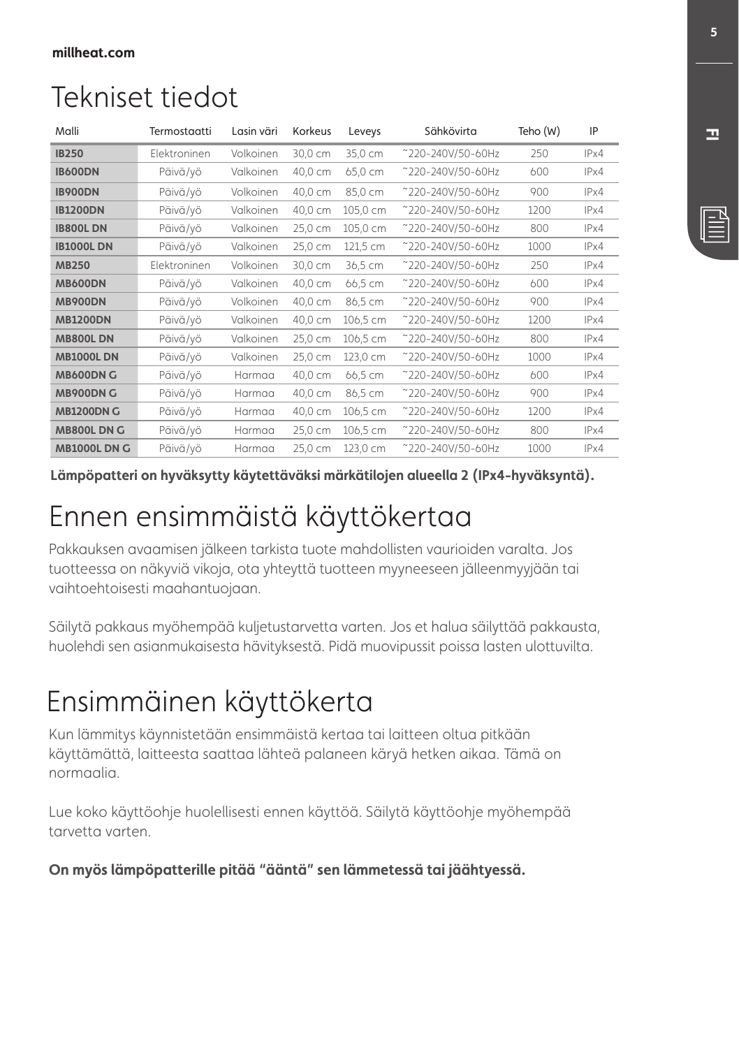# Tekniset tiedot

| Malli | Termostaatti | Lasin väri | Korkeus | Leveys | Sähkövirta | Teho (W) | IP |
|---|---|---|---|---|---|---|---|
| **IB250** | Elektroninen | Volkoinen | 30,0 cm | 35,0 cm | ~220-240V/50-60Hz | 250 | IPx4 |
| **IB600DN** | Päivä/yö | Valkoinen | 40,0 cm | 65,0 cm | ~220-240V/50-60Hz | 600 | IPx4 |
| **IB900DN** | Päivä/yö | Volkoinen | 40,0 cm | 85,0 cm | ~220-240V/50-60Hz | 900 | IPx4 |
| **IB1200DN** | Päivä/yö | Valkoinen | 40,0 cm | 105,0 cm | ~220-240V/50-60Hz | 1200 | IPx4 |
| **IB800L DN** | Päivä/yö | Valkoinen | 25,0 cm | 105,0 cm | ~220-240V/50-60Hz | 800 | IPx4 |
| **IB1000L DN** | Päivä/yö | Valkoinen | 25,0 cm | 121,5 cm | ~220-240V/50-60Hz | 1000 | IPx4 |
| **MB250** | Elektroninen | Volkoinen | 30,0 cm | 36,5 cm | ~220-240V/50-60Hz | 250 | IPx4 |
| **MB600DN** | Päivä/yö | Valkoinen | 40,0 cm | 66,5 cm | ~220-240V/50-60Hz | 600 | IPx4 |
| **MB900DN** | Päivä/yö | Volkoinen | 40,0 cm | 86,5 cm | ~220-240V/50-60Hz | 900 | IPx4 |
| **MB1200DN** | Päivä/yö | Valkoinen | 40,0 cm | 106,5 cm | ~220-240V/50-60Hz | 1200 | IPx4 |
| **MB800L DN** | Päivä/yö | Valkoinen | 25,0 cm | 106,5 cm | ~220-240V/50-60Hz | 800 | IPx4 |
| **MB1000L DN** | Päivä/yö | Valkoinen | 25,0 cm | 123,0 cm | ~220-240V/50-60Hz | 1000 | IPx4 |
| **MB600DN G** | Päivä/yö | Harmaa | 40,0 cm | 66,5 cm | ~220-240V/50-60Hz | 600 | IPx4 |
| **MB900DN G** | Päivä/yö | Harmaa | 40,0 cm | 86,5 cm | ~220-240V/50-60Hz | 900 | IPx4 |
| **MB1200DN G** | Päivä/yö | Harmaa | 40,0 cm | 106,5 cm | ~220-240V/50-60Hz | 1200 | IPx4 |
| **MB800L DN G** | Päivä/yö | Harmaa | 25,0 cm | 106,5 cm | ~220-240V/50-60Hz | 800 | IPx4 |
| **MB1000L DN G** | Päivä/yö | Harmaa | 25,0 cm | 123,0 cm | ~220-240V/50-60Hz | 1000 | IPx4 |

**Lämpöpatteri on hyväksytty käytettäväksi märkätilojen alueella 2 (IPx4-hyväksyntä).**

# Ennen ensimmäistä käyttökertaa

Pakkauksen avaamisen jälkeen tarkista tuote mahdollisten vaurioiden varalta. Jos tuotteessa on näkyviä vikoja, ota yhteyttä tuotteen myyneeseen jälleenmyyjään tai vaihtoehtoisesti maahantuojaan.

Säilytä pakkaus myöhempää kuljetustarvetta varten. Jos et halua säilyttää pakkausta, huolehdi sen asianmukaisesta hävityksestä. Pidä muovipussit poissa lasten ulottuvilta.

# Ensimmäinen käyttökerta

Kun lämmitys käynnistetään ensimmäistä kertaa tai laitteen oltua pitkään käyttämättä, laitteesta saattaa lähteä palaneen käryä hetken aikaa. Tämä on normaalia.

Lue koko käyttöohje huolellisesti ennen käyttöä. Säilytä käyttöohje myöhempää tarvetta varten.

**On myös lämpöpatterille pitää "ääntä" sen lämmetessä tai jäähtyessä.**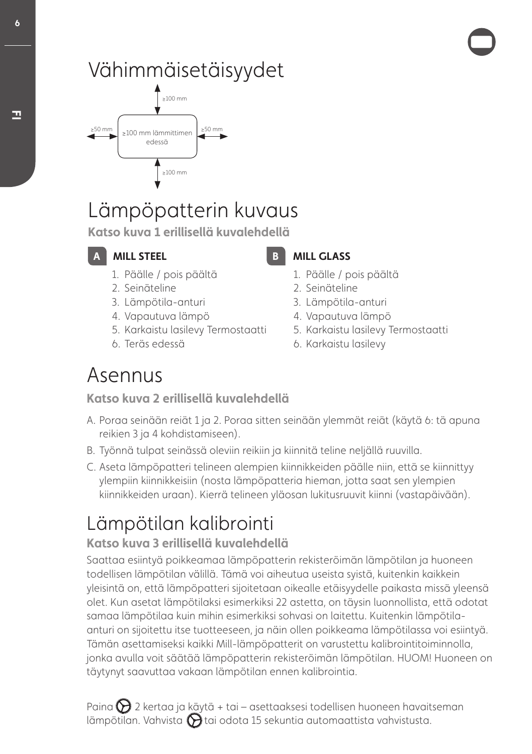# Vähimmäisetäisyydet

≥100 mm

≥50 mm | ≥100 mm lämmittimen edessä | ≥50 mm

≥100 mm

# Lämpöpatterin kuvaus

**Katso kuva 1 erillisellä kuvalehdellä**

**A MILL STEEL**

1. Päälle / pois päältä
2. Seinäteline
3. Lämpötila-anturi
4. Vapautuva lämpö
5. Karkaistu lasilevy Termostaatti
6. Teräs edessä

**B MILL GLASS**

1. Päälle / pois päältä
2. Seinäteline
3. Lämpötila-anturi
4. Vapautuva lämpö
5. Karkaistu lasilevy Termostaatti
6. Karkaistu lasilevy

# Asennus

**Katso kuva 2 erillisellä kuvalehdellä**

A. Poraa seinään reiät 1 ja 2. Poraa sitten seinään ylemmät reiät (käytä 6: tä apuna reikien 3 ja 4 kohdistamiseen).

B. Työnnä tulpat seinässä oleviin reikiin ja kiinnitä teline neljällä ruuvilla.

C. Aseta lämpöpatteri telineen alempien kiinnikkeiden päälle niin, että se kiinnittyy ylempiin kiinnikkeisiin (nosta lämpöpatteria hieman, jotta saat sen ylempien kiinnikkeiden uraan). Kierrä telineen yläosan lukitusruuvit kiinni (vastapäivään).

# Lämpötilan kalibrointi

**Katso kuva 3 erillisellä kuvalehdellä**

Saattaa esiintyä poikkeamaa lämpöpatterin rekisteröimän lämpötilan ja huoneen todellisen lämpötilan välillä. Tämä voi aiheutua useista syistä, kuitenkin kaikkein yleisintä on, että lämpöpatteri sijoitetaan oikealle etäisyydelle paikasta missä yleensä olet. Kun asetat lämpötilaksi esimerkiksi 22 astetta, on täysin luonnollista, että odotat samaa lämpötilaa kuin mihin esimerkiksi sohvasi on laitettu. Kuitenkin lämpötila-anturi on sijoitettu itse tuotteeseen, ja näin ollen poikkeama lämpötilassa voi esiintyä. Tämän asettamiseksi kaikki Mill-lämpöpatterit on varustettu kalibrointitoiminnolla, jonka avulla voit säätää lämpöpatterin rekisteröimän lämpötilan. HUOM! Huoneen on täytynyt saavuttaa vakaan lämpötilan ennen kalibrointia.

Paina 2 kertaa ja käytä + tai – asettaaksesi todellisen huoneen havaitseman lämpötilan. Vahvista tai odota 15 sekuntia automaattista vahvistusta.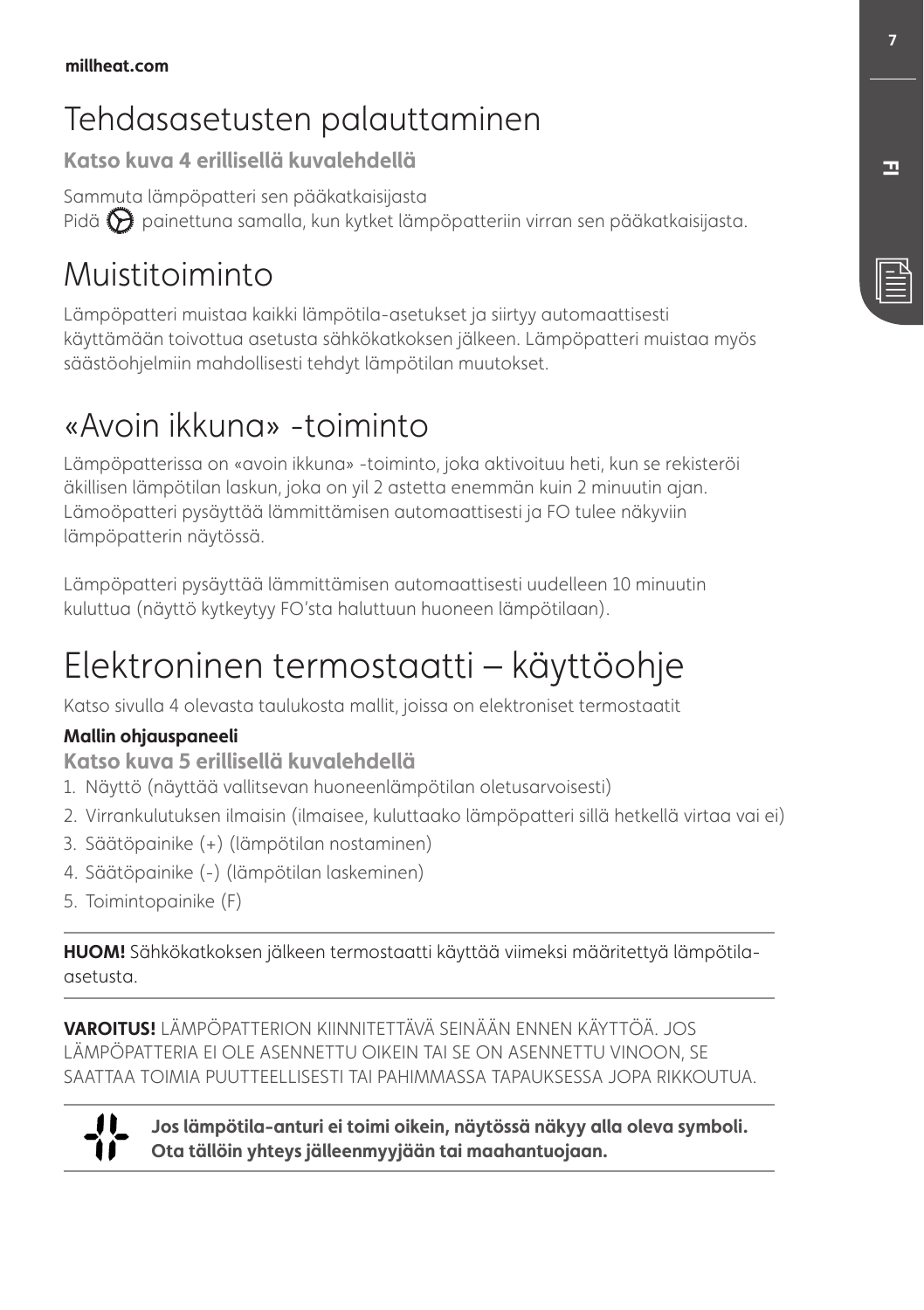# Tehdasasetusten palauttaminen

**Katso kuva 4 erillisellä kuvalehdellä**

Sammuta lämpöpatteri sen pääkatkaisijasta
Pidä ⚙ painettuna samalla, kun kytket lämpöpatteriin virran sen pääkatkaisijasta.

# Muistitoiminto

Lämpöpatteri muistaa kaikki lämpötila-asetukset ja siirtyy automaattisesti käyttämään toivottua asetusta sähkökatkoksen jälkeen. Lämpöpatteri muistaa myös säästöohjelmiin mahdollisesti tehdyt lämpötilan muutokset.

# «Avoin ikkuna» -toiminto

Lämpöpatterissa on «avoin ikkuna» -toiminto, joka aktivoituu heti, kun se rekisteröi äkillisen lämpötilan laskun, joka on yil 2 astetta enemmän kuin 2 minuutin ajan. Lämoöpatteri pysäyttää lämmittämisen automaattisesti ja FO tulee näkyviin lämpöpatterin näytössä.

Lämpöpatteri pysäyttää lämmittämisen automaattisesti uudelleen 10 minuutin kuluttua (näyttö kytkeytyy FO'sta haluttuun huoneen lämpötilaan).

# Elektroninen termostaatti – käyttöohje

Katso sivulla 4 olevasta taulukosta mallit, joissa on elektroniset termostaatit

**Mallin ohjauspaneeli**

**Katso kuva 5 erillisellä kuvalehdellä**

1. Näyttö (näyttää vallitsevan huoneenlämpötilan oletusarvoisesti)
2. Virrankulutuksen ilmaisin (ilmaisee, kuluttaako lämpöpatteri sillä hetkellä virtaa vai ei)
3. Säätöpainike (+) (lämpötilan nostaminen)
4. Säätöpainike (-) (lämpötilan laskeminen)
5. Toimintopainike (F)

---

**HUOM!** Sähkökatkoksen jälkeen termostaatti käyttää viimeksi määritettyä lämpötila-asetusta.

---

**VAROITUS!** LÄMPÖPATTERION KIINNITETTÄVÄ SEINÄÄN ENNEN KÄYTTÖÄ. JOS LÄMPÖPATTERIA EI OLE ASENNETTU OIKEIN TAI SE ON ASENNETTU VINOON, SE SAATTAA TOIMIA PUUTTEELLISESTI TAI PAHIMMASSA TAPAUKSESSA JOPA RIKKOUTUA.

---

**Jos lämpötila-anturi ei toimi oikein, näytössä näkyy alla oleva symboli. Ota tällöin yhteys jälleenmyyjään tai maahantuojaan.**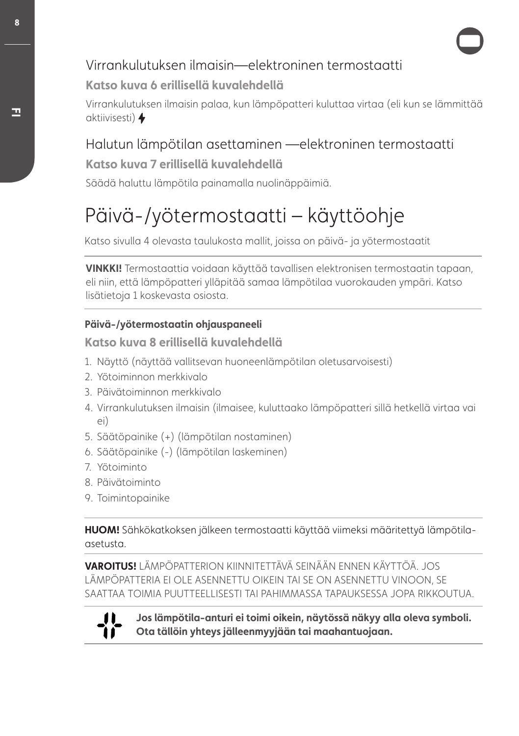## Virrankulutuksen ilmaisin—elektroninen termostaatti

**Katso kuva 6 erillisellä kuvalehdellä**

Virrankulutuksen ilmaisin palaa, kun lämpöpatteri kuluttaa virtaa (eli kun se lämmittää aktiivisesti) ⚡

## Halutun lämpötilan asettaminen —elektroninen termostaatti

**Katso kuva 7 erillisellä kuvalehdellä**

Säädä haluttu lämpötila painamalla nuolinäppäimiä.

# Päivä-/yötermostaatti – käyttöohje

Katso sivulla 4 olevasta taulukosta mallit, joissa on päivä- ja yötermostaatit

---

**VINKKI!** Termostaattia voidaan käyttää tavallisen elektronisen termostaatin tapaan, eli niin, että lämpöpatteri ylläpitää samaa lämpötilaa vuorokauden ympäri. Katso lisätietoja 1 koskevasta osiosta.

---

**Päivä-/yötermostaatin ohjauspaneeli**

**Katso kuva 8 erillisellä kuvalehdellä**

1. Näyttö (näyttää vallitsevan huoneenlämpötilan oletusarvoisesti)
2. Yötoiminnon merkkivalo
3. Päivätoiminnon merkkivalo
4. Virrankulutuksen ilmaisin (ilmaisee, kuluttaako lämpöpatteri sillä hetkellä virtaa vai ei)
5. Säätöpainike (+) (lämpötilan nostaminen)
6. Säätöpainike (-) (lämpötilan laskeminen)
7. Yötoiminto
8. Päivätoiminto
9. Toimintopainike

---

**HUOM!** Sähkökatkoksen jälkeen termostaatti käyttää viimeksi määritettyä lämpötila-asetusta.

---

**VAROITUS!** LÄMPÖPATTERION KIINNITETTÄVÄ SEINÄÄN ENNEN KÄYTTÖÄ. JOS LÄMPÖPATTERIA EI OLE ASENNETTU OIKEIN TAI SE ON ASENNETTU VINOON, SE SAATTAA TOIMIA PUUTTEELLISESTI TAI PAHIMMASSA TAPAUKSESSA JOPA RIKKOUTUA.

---

**Jos lämpötila-anturi ei toimi oikein, näytössä näkyy alla oleva symboli. Ota tällöin yhteys jälleenmyyjään tai maahantuojaan.**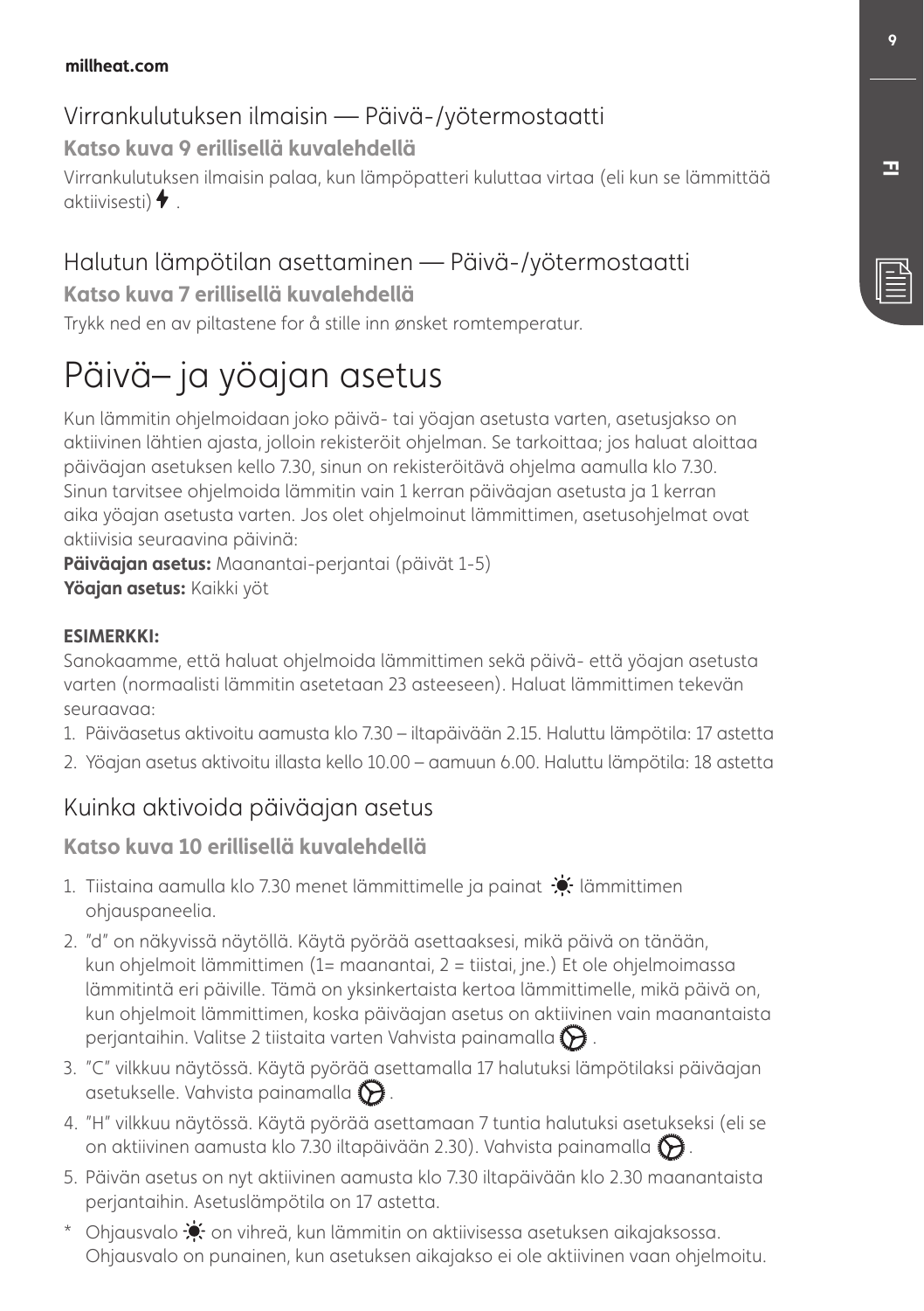## Virrankulutuksen ilmaisin — Päivä-/yötermostaatti

**Katso kuva 9 erillisellä kuvalehdellä**

Virrankulutuksen ilmaisin palaa, kun lämpöpatteri kuluttaa virtaa (eli kun se lämmittää aktiivisesti) .

## Halutun lämpötilan asettaminen — Päivä-/yötermostaatti

**Katso kuva 7 erillisellä kuvalehdellä**

Trykk ned en av piltastene for å stille inn ønsket romtemperatur.

# Päivä– ja yöajan asetus

Kun lämmitin ohjelmoidaan joko päivä- tai yöajan asetusta varten, asetusjakso on aktiivinen lähtien ajasta, jolloin rekisteröit ohjelman. Se tarkoittaa; jos haluat aloittaa päiväajan asetuksen kello 7.30, sinun on rekisteröitävä ohjelma aamulla klo 7.30. Sinun tarvitsee ohjelmoida lämmitin vain 1 kerran päiväajan asetusta ja 1 kerran aika yöajan asetusta varten. Jos olet ohjelmoinut lämmittimen, asetusohjelmat ovat aktiivisia seuraavina päivinä:

**Päiväajan asetus:** Maanantai-perjantai (päivät 1-5)
**Yöajan asetus:** Kaikki yöt

**ESIMERKKI:**
Sanokaamme, että haluat ohjelmoida lämmittimen sekä päivä- että yöajan asetusta varten (normaalisti lämmitin asetetaan 23 asteeseen). Haluat lämmittimen tekevän seuraavaa:

1. Päiväasetus aktivoitu aamusta klo 7.30 – iltapäivään 2.15. Haluttu lämpötila: 17 astetta
2. Yöajan asetus aktivoitu illasta kello 10.00 – aamuun 6.00. Haluttu lämpötila: 18 astetta

## Kuinka aktivoida päiväajan asetus

**Katso kuva 10 erillisellä kuvalehdellä**

1. Tiistaina aamulla klo 7.30 menet lämmittimelle ja painat lämmittimen ohjauspaneelia.
2. "d" on näkyvissä näytöllä. Käytä pyörää asettaaksesi, mikä päivä on tänään, kun ohjelmoit lämmittimen (1= maanantai, 2 = tiistai, jne.) Et ole ohjelmoimassa lämmitintä eri päiville. Tämä on yksinkertaista kertoa lämmittimelle, mikä päivä on, kun ohjelmoit lämmittimen, koska päiväajan asetus on aktiivinen vain maanantaista perjantaihin. Valitse 2 tiistaita varten Vahvista painamalla .
3. "C" vilkkuu näytössä. Käytä pyörää asettamalla 17 halutuksi lämpötilaksi päiväajan asetukselle. Vahvista painamalla .
4. "H" vilkkuu näytössä. Käytä pyörää asettamaan 7 tuntia halutuksi asetukseksi (eli se on aktiivinen aamusta klo 7.30 iltapäivään 2.30). Vahvista painamalla .
5. Päivän asetus on nyt aktiivinen aamusta klo 7.30 iltapäivään klo 2.30 maanantaista perjantaihin. Asetuslämpötila on 17 astetta.

\* Ohjausvalo on vihreä, kun lämmitin on aktiivisessa asetuksen aikajaksossa. Ohjausvalo on punainen, kun asetuksen aikajakso ei ole aktiivinen vaan ohjelmoitu.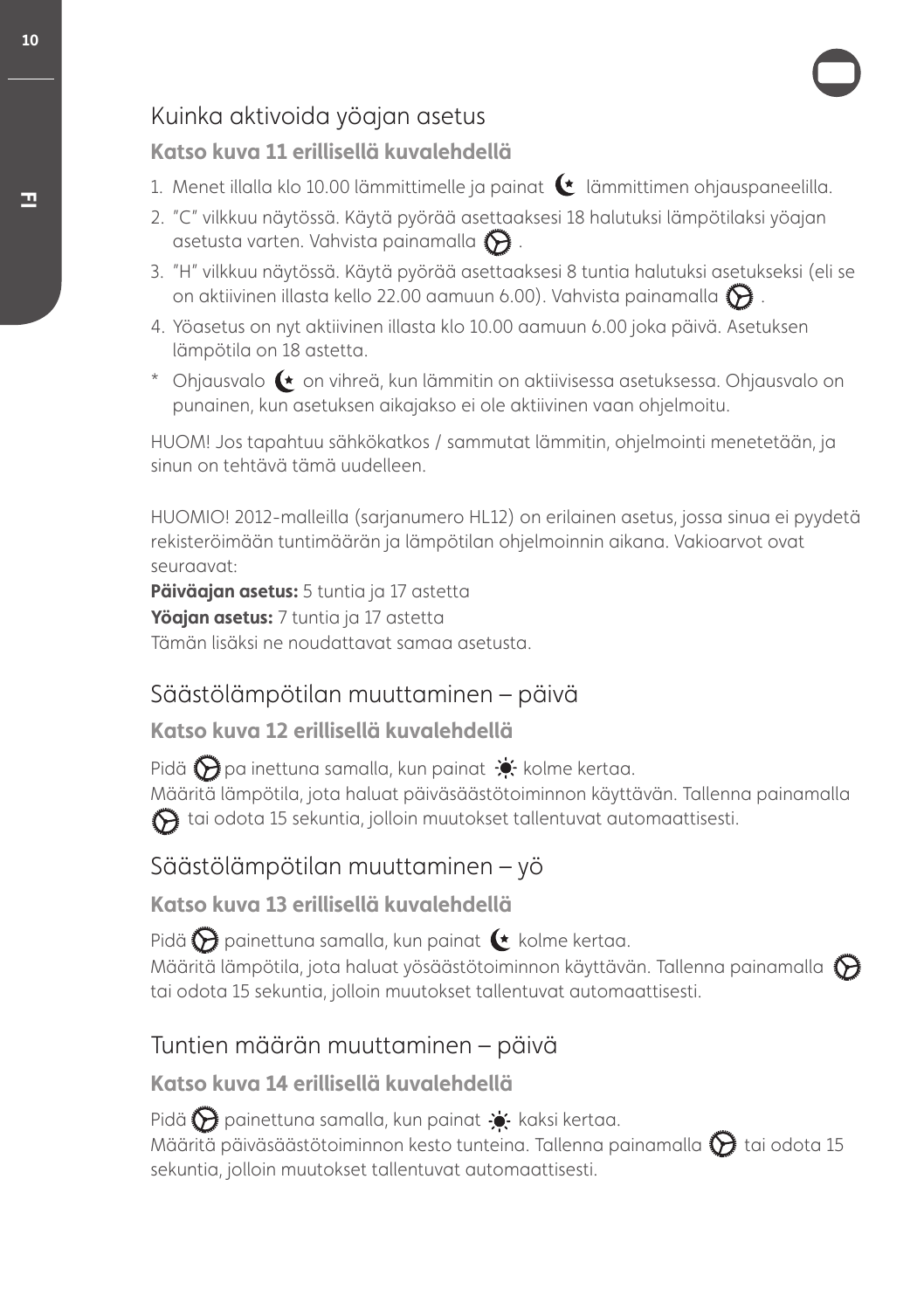## Kuinka aktivoida yöajan asetus

**Katso kuva 11 erillisellä kuvalehdellä**

1. Menet illalla klo 10.00 lämmittimelle ja painat lämmittimen ohjauspaneelilla.
2. "C" vilkkuu näytössä. Käytä pyörää asettaaksesi 18 halutuksi lämpötilaksi yöajan asetusta varten. Vahvista painamalla .
3. "H" vilkkuu näytössä. Käytä pyörää asettaaksesi 8 tuntia halutuksi asetukseksi (eli se on aktiivinen illasta kello 22.00 aamuun 6.00). Vahvista painamalla .
4. Yöasetus on nyt aktiivinen illasta klo 10.00 aamuun 6.00 joka päivä. Asetuksen lämpötila on 18 astetta.

\* Ohjausvalo on vihreä, kun lämmitin on aktiivisessa asetuksessa. Ohjausvalo on punainen, kun asetuksen aikajakso ei ole aktiivinen vaan ohjelmoitu.

HUOM! Jos tapahtuu sähkökatkos / sammutat lämmitin, ohjelmointi menetetään, ja sinun on tehtävä tämä uudelleen.

HUOMIO! 2012-malleilla (sarjanumero HL12) on erilainen asetus, jossa sinua ei pyydetä rekisteröimään tuntimäärän ja lämpötilan ohjelmoinnin aikana. Vakioarvot ovat seuraavat:

**Päiväajan asetus:** 5 tuntia ja 17 astetta
**Yöajan asetus:** 7 tuntia ja 17 astetta
Tämän lisäksi ne noudattavat samaa asetusta.

## Säästölämpötilan muuttaminen – päivä

**Katso kuva 12 erillisellä kuvalehdellä**

Pidä pa inettuna samalla, kun painat kolme kertaa.
Määritä lämpötila, jota haluat päiväsäästötoiminnon käyttävän. Tallenna painamalla tai odota 15 sekuntia, jolloin muutokset tallentuvat automaattisesti.

## Säästölämpötilan muuttaminen – yö

**Katso kuva 13 erillisellä kuvalehdellä**

Pidä painettuna samalla, kun painat kolme kertaa.
Määritä lämpötila, jota haluat yösäästötoiminnon käyttävän. Tallenna painamalla tai odota 15 sekuntia, jolloin muutokset tallentuvat automaattisesti.

## Tuntien määrän muuttaminen – päivä

**Katso kuva 14 erillisellä kuvalehdellä**

Pidä painettuna samalla, kun painat kaksi kertaa.
Määritä päiväsäästötoiminnon kesto tunteina. Tallenna painamalla tai odota 15 sekuntia, jolloin muutokset tallentuvat automaattisesti.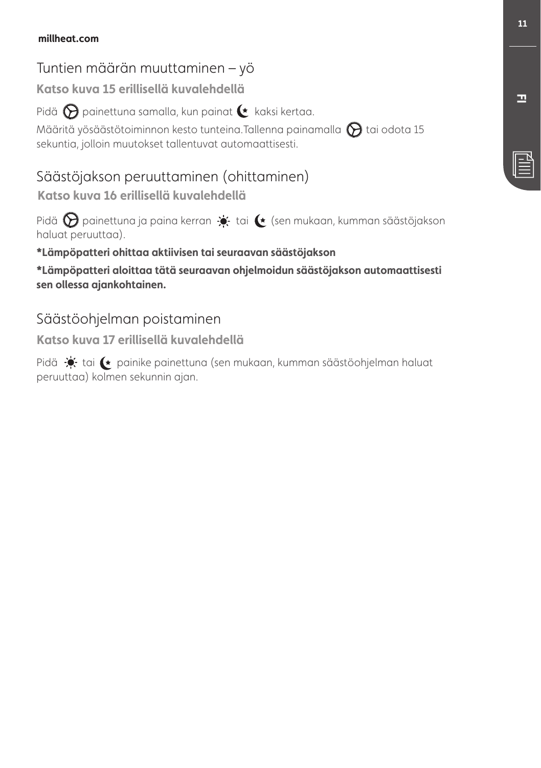## Tuntien määrän muuttaminen – yö

**Katso kuva 15 erillisellä kuvalehdellä**

Pidä painettuna samalla, kun painat kaksi kertaa.

Määritä yösäästötoiminnon kesto tunteina.Tallenna painamalla tai odota 15 sekuntia, jolloin muutokset tallentuvat automaattisesti.

## Säästöjakson peruuttaminen (ohittaminen)

**Katso kuva 16 erillisellä kuvalehdellä**

Pidä painettuna ja paina kerran tai (sen mukaan, kumman säästöjakson haluat peruuttaa).

***Lämpöpatteri ohittaa aktiivisen tai seuraavan säästöjakson**

***Lämpöpatteri aloittaa tätä seuraavan ohjelmoidun säästöjakson automaattisesti sen ollessa ajankohtainen.**

## Säästöohjelman poistaminen

**Katso kuva 17 erillisellä kuvalehdellä**

Pidä tai painike painettuna (sen mukaan, kumman säästöohjelman haluat peruuttaa) kolmen sekunnin ajan.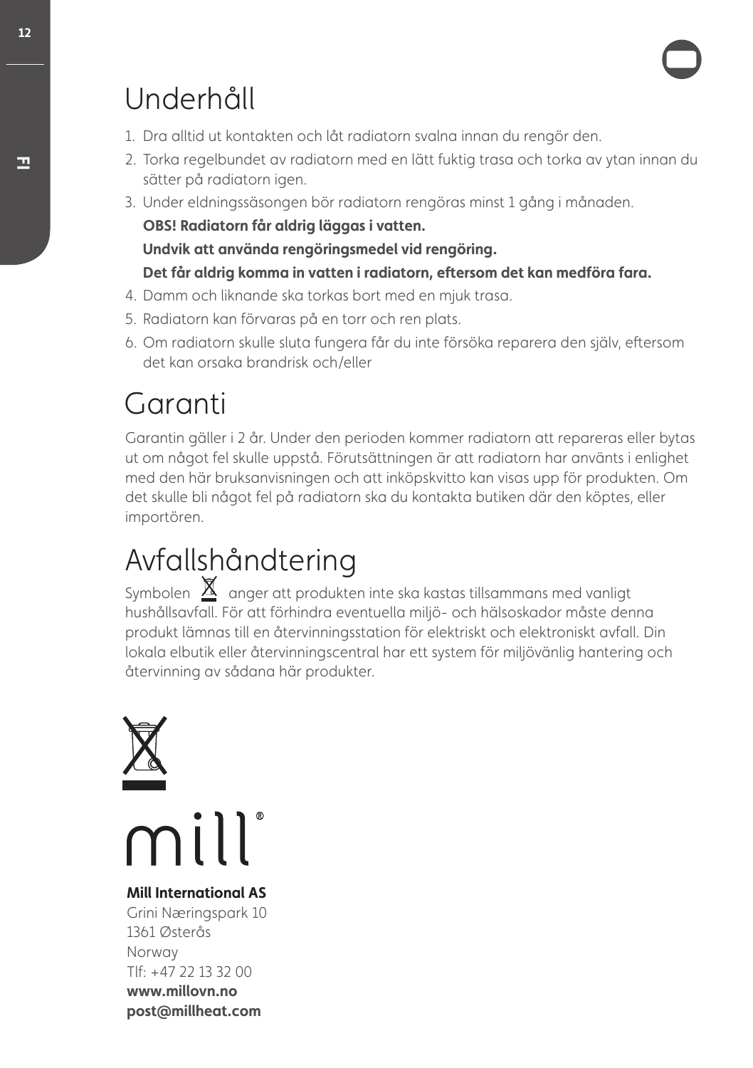# Underhåll

1. Dra alltid ut kontakten och låt radiatorn svalna innan du rengör den.
2. Torka regelbundet av radiatorn med en lätt fuktig trasa och torka av ytan innan du sätter på radiatorn igen.
3. Under eldningssäsongen bör radiatorn rengöras minst 1 gång i månaden.
   **OBS! Radiatorn får aldrig läggas i vatten.**
   **Undvik att använda rengöringsmedel vid rengöring.**
   **Det får aldrig komma in vatten i radiatorn, eftersom det kan medföra fara.**
4. Damm och liknande ska torkas bort med en mjuk trasa.
5. Radiatorn kan förvaras på en torr och ren plats.
6. Om radiatorn skulle sluta fungera får du inte försöka reparera den själv, eftersom det kan orsaka brandrisk och/eller

# Garanti

Garantin gäller i 2 år. Under den perioden kommer radiatorn att repareras eller bytas ut om något fel skulle uppstå. Förutsättningen är att radiatorn har använts i enlighet med den här bruksanvisningen och att inköpskvitto kan visas upp för produkten. Om det skulle bli något fel på radiatorn ska du kontakta butiken där den köptes, eller importören.

# Avfallshåndtering

Symbolen anger att produkten inte ska kastas tillsammans med vanligt hushållsavfall. För att förhindra eventuella miljö- och hälsoskador måste denna produkt lämnas till en återvinningsstation för elektriskt och elektroniskt avfall. Din lokala elbutik eller återvinningscentral har ett system för miljövänlig hantering och återvinning av sådana här produkter.

mill®

**Mill International AS**
Grini Næringspark 10
1361 Østerås
Norway
Tlf: +47 22 13 32 00
**www.millovn.no**
**post@millheat.com**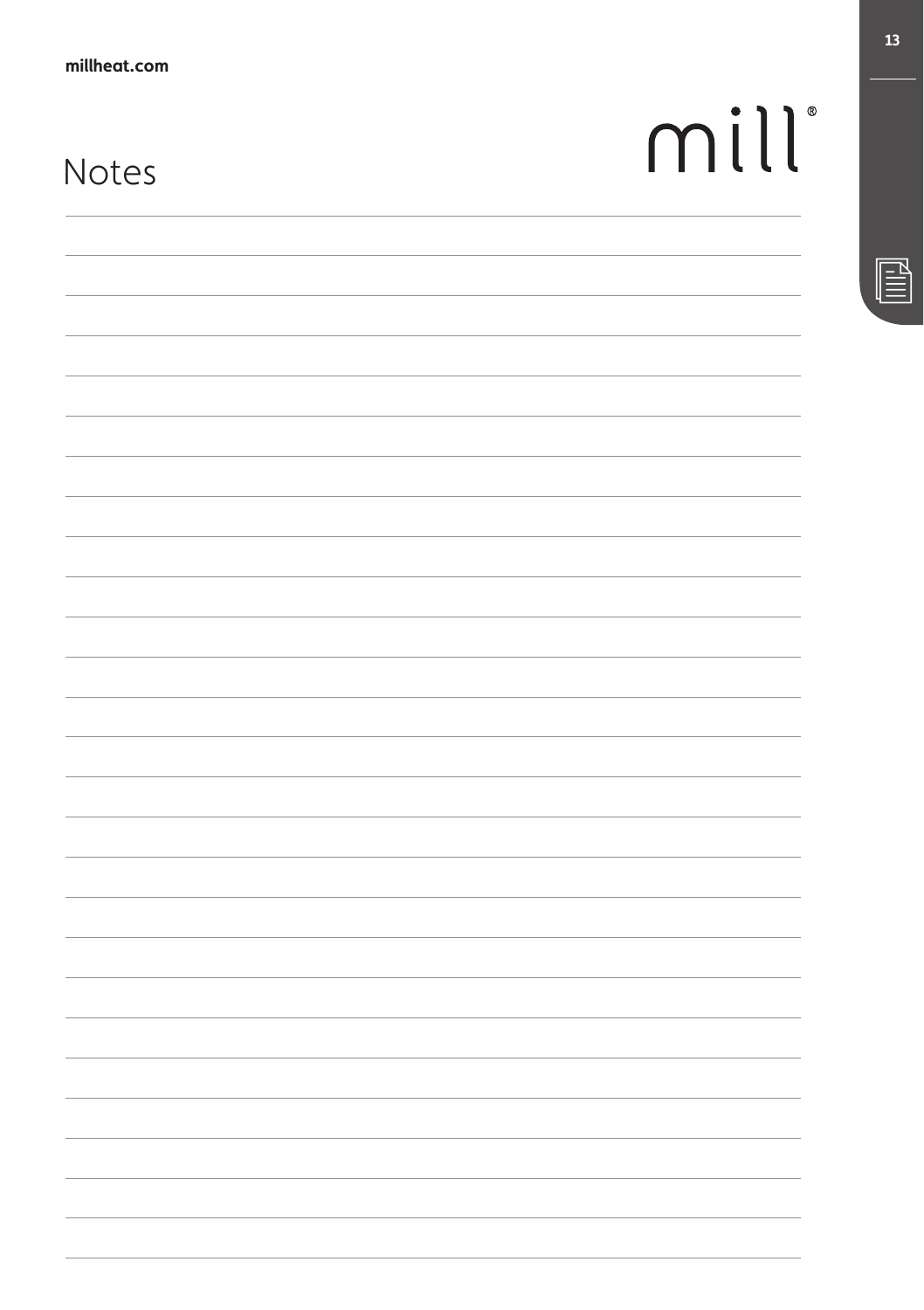# Notes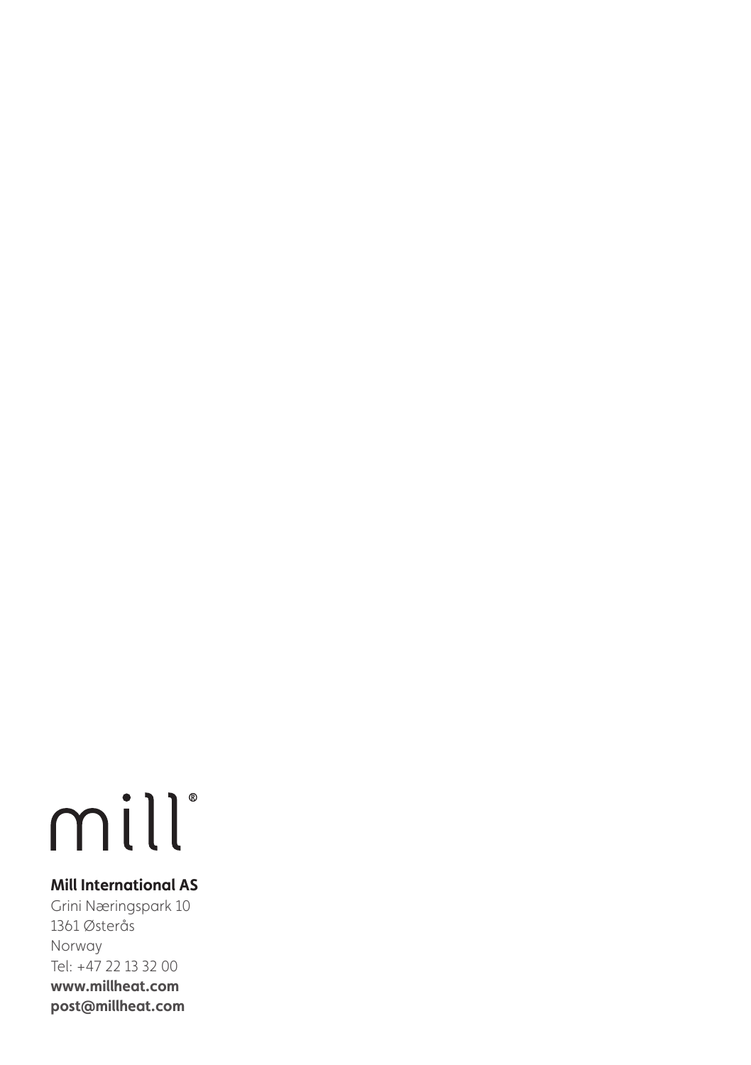mill®

**Mill International AS**
Grini Næringspark 10
1361 Østerås
Norway
Tel: +47 22 13 32 00
**www.millheat.com**
**post@millheat.com**